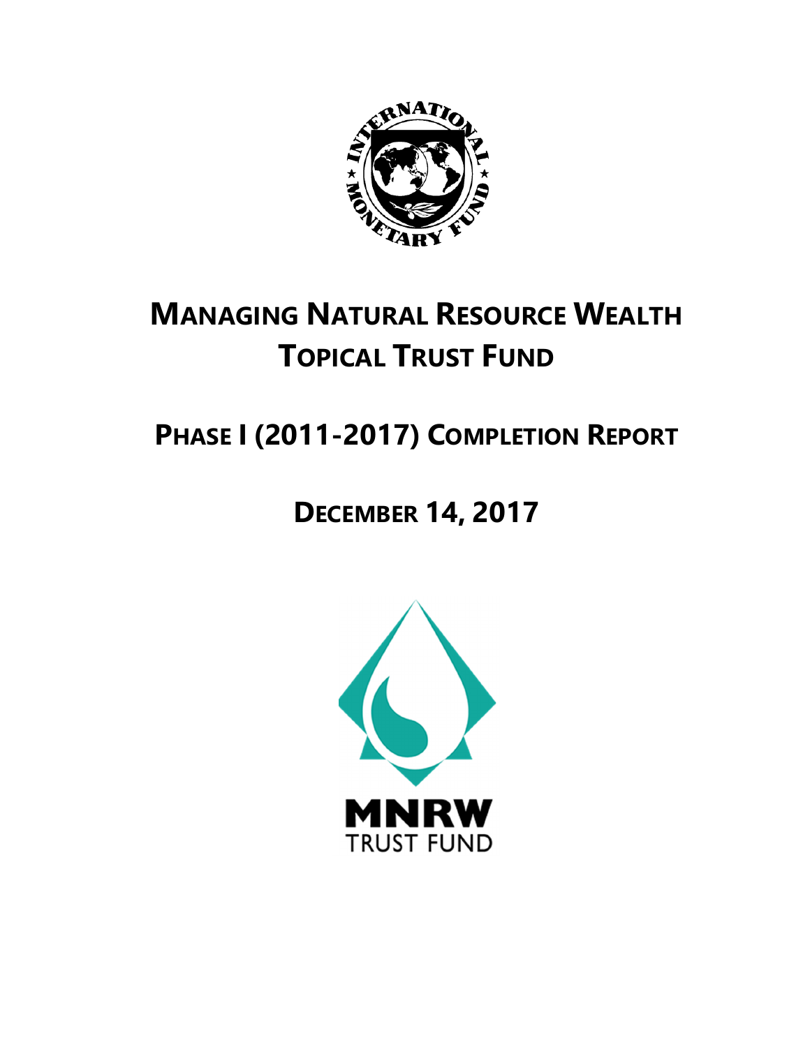# MANAGING NATURAL RESOURCE WEALTH TOPICAL TRUST FUND

## PHASE I (2011-2017) COMPLETION REPORT

## DECEMBER 14, 2017

MNRW
TRUST FUND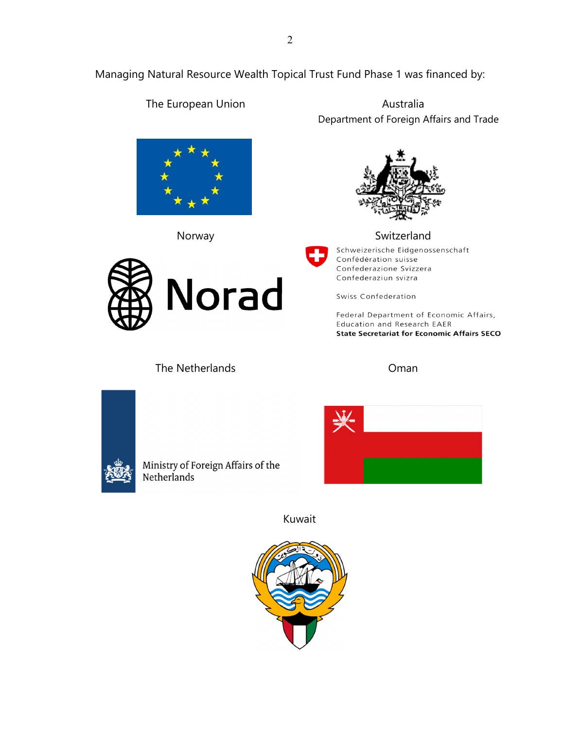Managing Natural Resource Wealth Topical Trust Fund Phase 1 was financed by:

The European Union

Australia
Department of Foreign Affairs and Trade

Norway

Norad

Switzerland

Schweizerische Eidgenossenschaft
Confédération suisse
Confederazione Svizzera
Confederaziun svizra

Swiss Confederation

Federal Department of Economic Affairs,
Education and Research EAER
**State Secretariat for Economic Affairs SECO**

The Netherlands

Ministry of Foreign Affairs of the Netherlands

Oman

Kuwait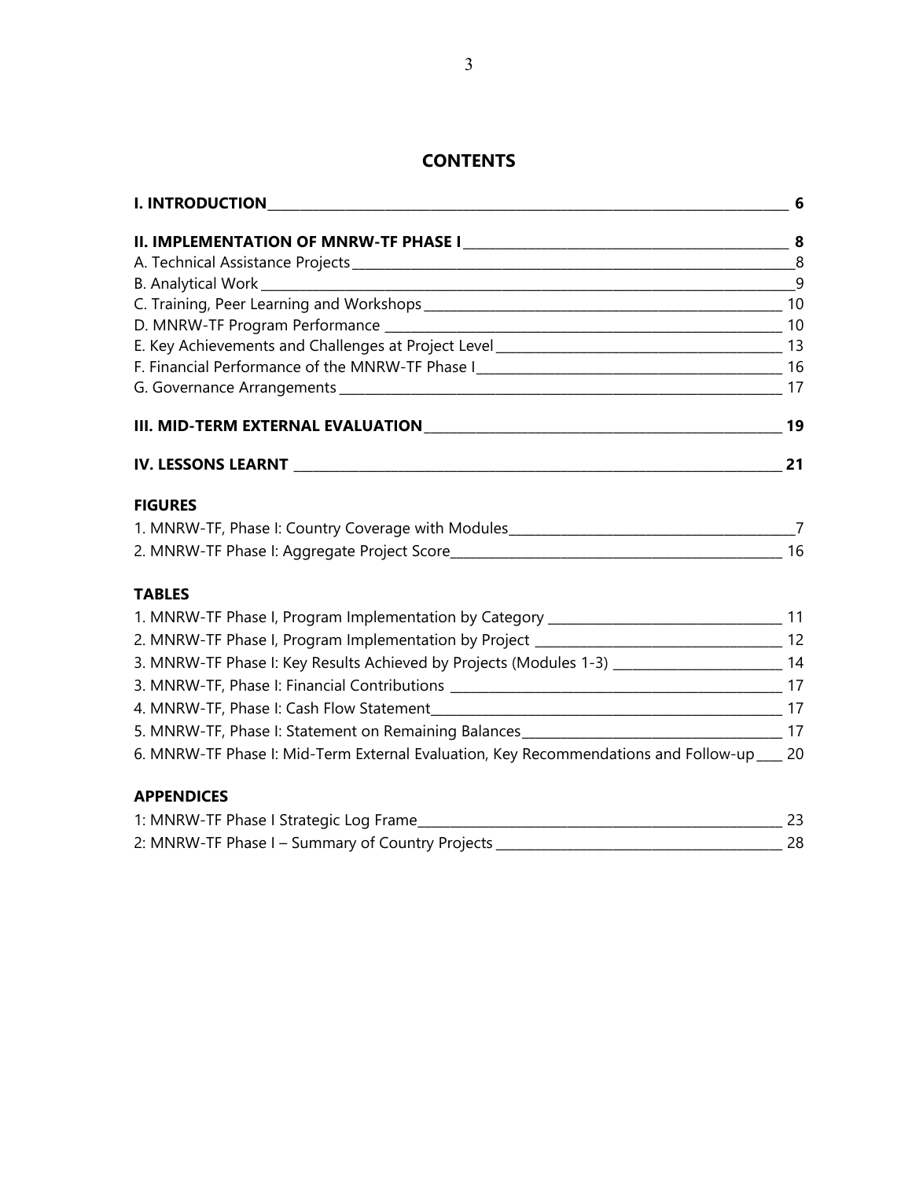# CONTENTS

**I. INTRODUCTION** **6**

**II. IMPLEMENTATION OF MNRW-TF PHASE I** **8**

A. Technical Assistance Projects 8

B. Analytical Work 9

C. Training, Peer Learning and Workshops 10

D. MNRW-TF Program Performance 10

E. Key Achievements and Challenges at Project Level 13

F. Financial Performance of the MNRW-TF Phase I 16

G. Governance Arrangements 17

**III. MID-TERM EXTERNAL EVALUATION** **19**

**IV. LESSONS LEARNT** **21**

## FIGURES

1. MNRW-TF, Phase I: Country Coverage with Modules 7
2. MNRW-TF Phase I: Aggregate Project Score 16

## TABLES

1. MNRW-TF Phase I, Program Implementation by Category 11
2. MNRW-TF Phase I, Program Implementation by Project 12
3. MNRW-TF Phase I: Key Results Achieved by Projects (Modules 1-3) 14
3. MNRW-TF, Phase I: Financial Contributions 17
4. MNRW-TF, Phase I: Cash Flow Statement 17
5. MNRW-TF, Phase I: Statement on Remaining Balances 17
6. MNRW-TF Phase I: Mid-Term External Evaluation, Key Recommendations and Follow-up 20

## APPENDICES

1: MNRW-TF Phase I Strategic Log Frame 23

2: MNRW-TF Phase I – Summary of Country Projects 28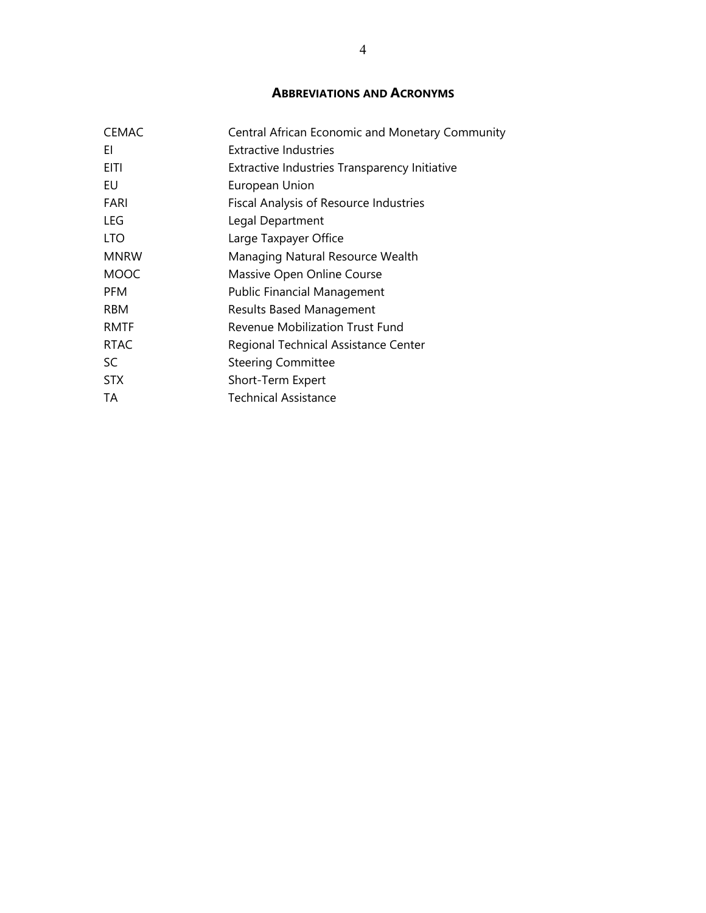## ABBREVIATIONS AND ACRONYMS

| | |
|---|---|
| CEMAC | Central African Economic and Monetary Community |
| EI | Extractive Industries |
| EITI | Extractive Industries Transparency Initiative |
| EU | European Union |
| FARI | Fiscal Analysis of Resource Industries |
| LEG | Legal Department |
| LTO | Large Taxpayer Office |
| MNRW | Managing Natural Resource Wealth |
| MOOC | Massive Open Online Course |
| PFM | Public Financial Management |
| RBM | Results Based Management |
| RMTF | Revenue Mobilization Trust Fund |
| RTAC | Regional Technical Assistance Center |
| SC | Steering Committee |
| STX | Short-Term Expert |
| TA | Technical Assistance |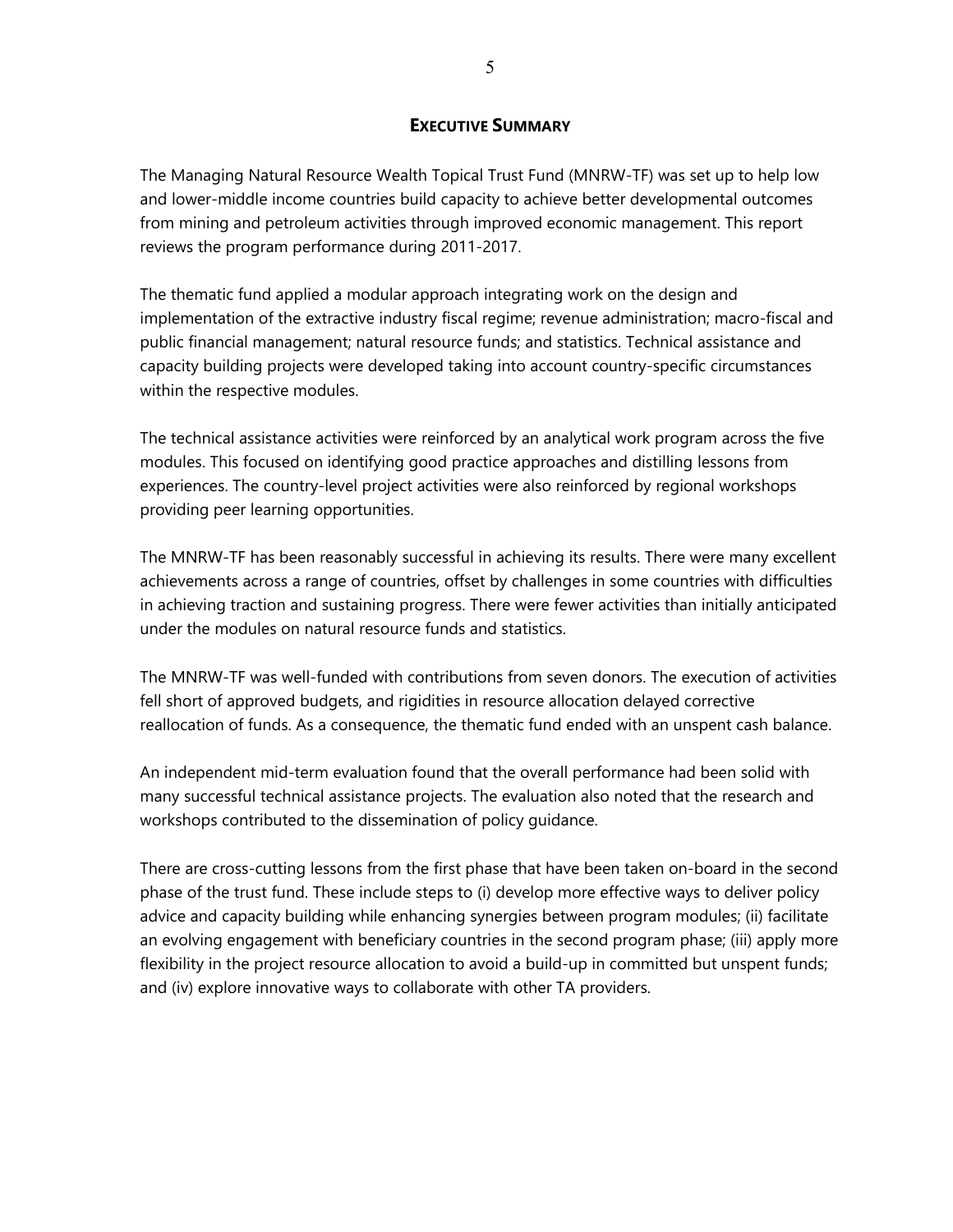## Executive Summary

The Managing Natural Resource Wealth Topical Trust Fund (MNRW-TF) was set up to help low and lower-middle income countries build capacity to achieve better developmental outcomes from mining and petroleum activities through improved economic management. This report reviews the program performance during 2011-2017.

The thematic fund applied a modular approach integrating work on the design and implementation of the extractive industry fiscal regime; revenue administration; macro-fiscal and public financial management; natural resource funds; and statistics. Technical assistance and capacity building projects were developed taking into account country-specific circumstances within the respective modules.

The technical assistance activities were reinforced by an analytical work program across the five modules. This focused on identifying good practice approaches and distilling lessons from experiences. The country-level project activities were also reinforced by regional workshops providing peer learning opportunities.

The MNRW-TF has been reasonably successful in achieving its results. There were many excellent achievements across a range of countries, offset by challenges in some countries with difficulties in achieving traction and sustaining progress. There were fewer activities than initially anticipated under the modules on natural resource funds and statistics.

The MNRW-TF was well-funded with contributions from seven donors. The execution of activities fell short of approved budgets, and rigidities in resource allocation delayed corrective reallocation of funds. As a consequence, the thematic fund ended with an unspent cash balance.

An independent mid-term evaluation found that the overall performance had been solid with many successful technical assistance projects. The evaluation also noted that the research and workshops contributed to the dissemination of policy guidance.

There are cross-cutting lessons from the first phase that have been taken on-board in the second phase of the trust fund. These include steps to (i) develop more effective ways to deliver policy advice and capacity building while enhancing synergies between program modules; (ii) facilitate an evolving engagement with beneficiary countries in the second program phase; (iii) apply more flexibility in the project resource allocation to avoid a build-up in committed but unspent funds; and (iv) explore innovative ways to collaborate with other TA providers.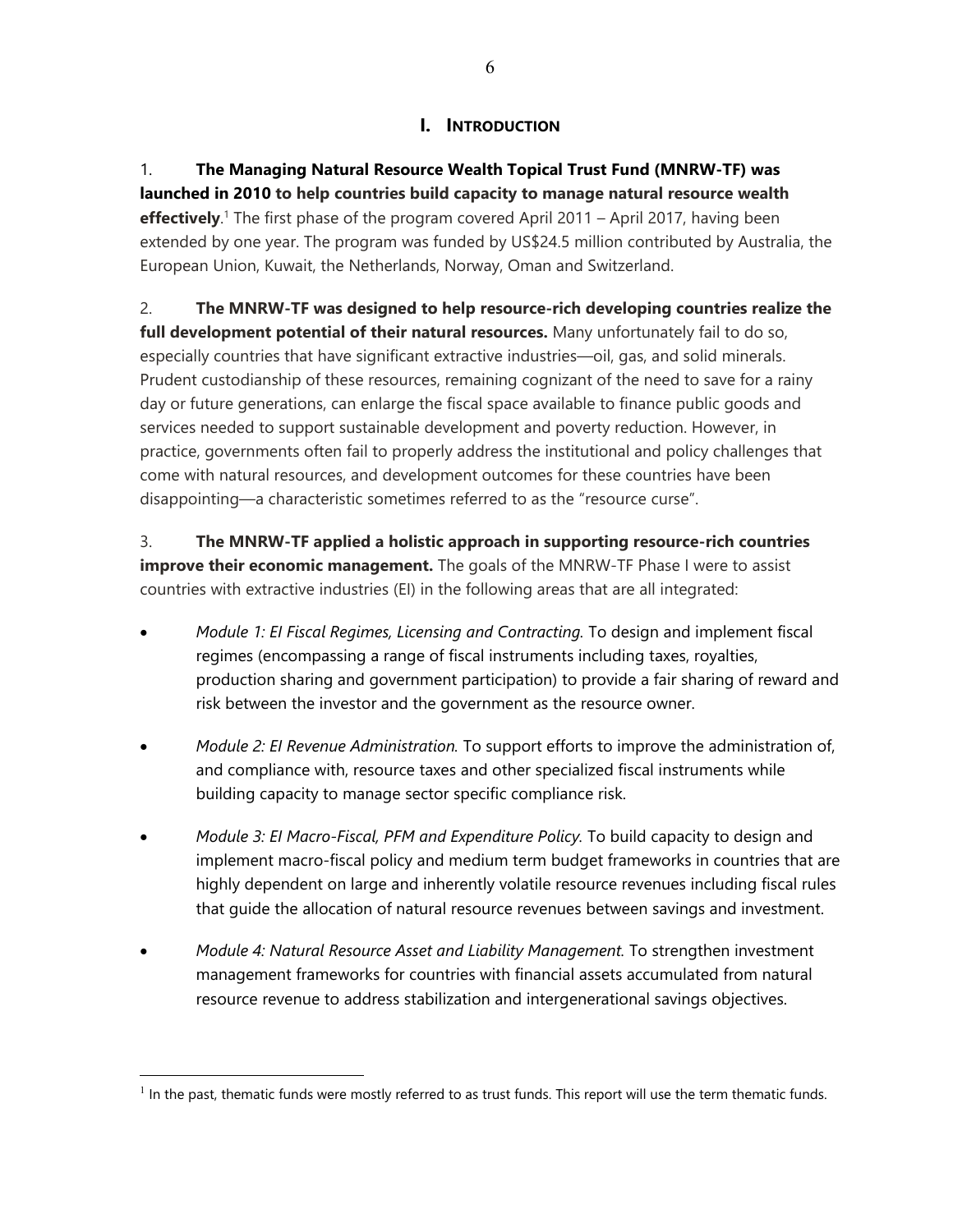# I. INTRODUCTION

1. **The Managing Natural Resource Wealth Topical Trust Fund (MNRW-TF) was launched in 2010 to help countries build capacity to manage natural resource wealth effectively**.[1] The first phase of the program covered April 2011 – April 2017, having been extended by one year. The program was funded by US$24.5 million contributed by Australia, the European Union, Kuwait, the Netherlands, Norway, Oman and Switzerland.

2. **The MNRW-TF was designed to help resource-rich developing countries realize the full development potential of their natural resources.** Many unfortunately fail to do so, especially countries that have significant extractive industries—oil, gas, and solid minerals. Prudent custodianship of these resources, remaining cognizant of the need to save for a rainy day or future generations, can enlarge the fiscal space available to finance public goods and services needed to support sustainable development and poverty reduction. However, in practice, governments often fail to properly address the institutional and policy challenges that come with natural resources, and development outcomes for these countries have been disappointing—a characteristic sometimes referred to as the "resource curse".

3. **The MNRW-TF applied a holistic approach in supporting resource-rich countries improve their economic management.** The goals of the MNRW-TF Phase I were to assist countries with extractive industries (EI) in the following areas that are all integrated:

- *Module 1: EI Fiscal Regimes, Licensing and Contracting*. To design and implement fiscal regimes (encompassing a range of fiscal instruments including taxes, royalties, production sharing and government participation) to provide a fair sharing of reward and risk between the investor and the government as the resource owner.

- *Module 2: EI Revenue Administration*. To support efforts to improve the administration of, and compliance with, resource taxes and other specialized fiscal instruments while building capacity to manage sector specific compliance risk.

- *Module 3: EI Macro-Fiscal, PFM and Expenditure Policy*. To build capacity to design and implement macro-fiscal policy and medium term budget frameworks in countries that are highly dependent on large and inherently volatile resource revenues including fiscal rules that guide the allocation of natural resource revenues between savings and investment.

- *Module 4: Natural Resource Asset and Liability Management*. To strengthen investment management frameworks for countries with financial assets accumulated from natural resource revenue to address stabilization and intergenerational savings objectives.

[1] In the past, thematic funds were mostly referred to as trust funds. This report will use the term thematic funds.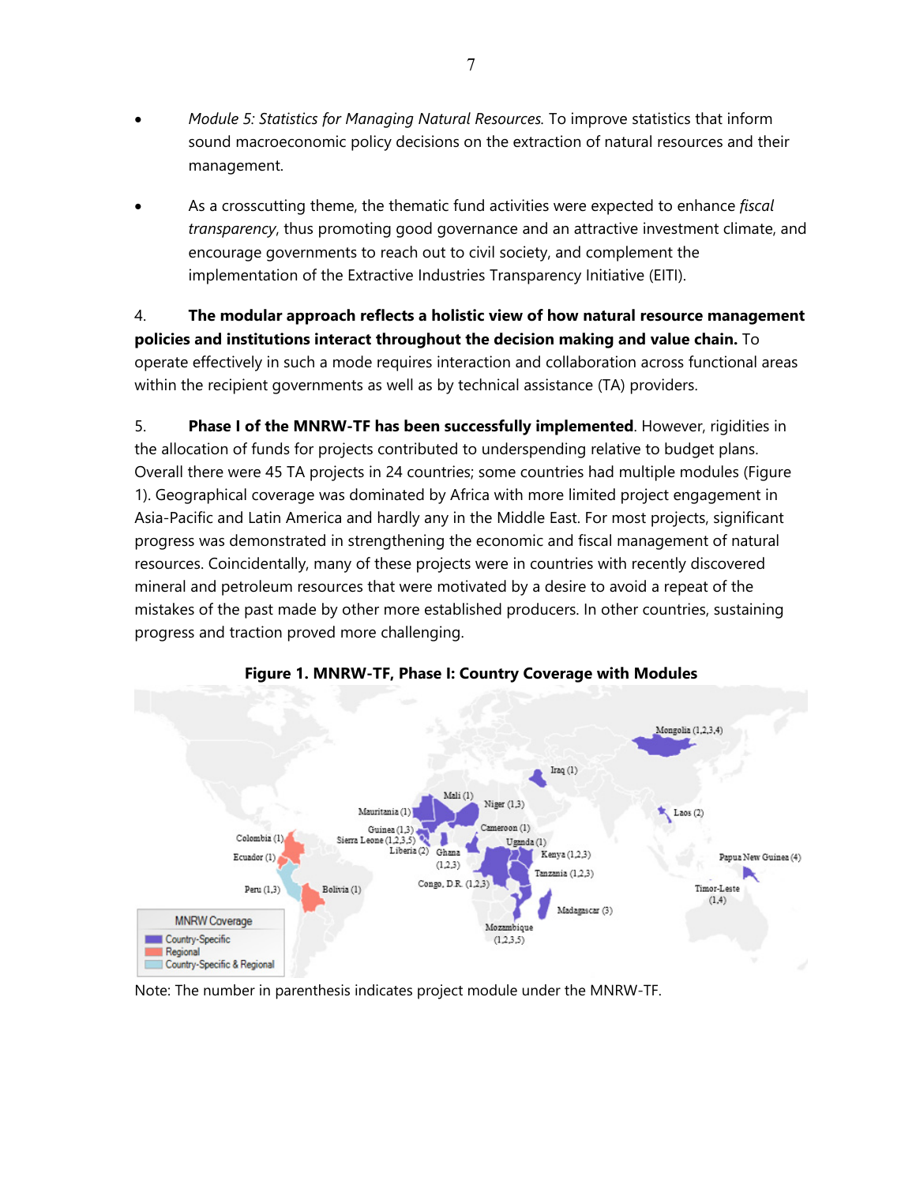- *Module 5: Statistics for Managing Natural Resources.* To improve statistics that inform sound macroeconomic policy decisions on the extraction of natural resources and their management.

- As a crosscutting theme, the thematic fund activities were expected to enhance *fiscal transparency*, thus promoting good governance and an attractive investment climate, and encourage governments to reach out to civil society, and complement the implementation of the Extractive Industries Transparency Initiative (EITI).

4. **The modular approach reflects a holistic view of how natural resource management policies and institutions interact throughout the decision making and value chain.** To operate effectively in such a mode requires interaction and collaboration across functional areas within the recipient governments as well as by technical assistance (TA) providers.

5. **Phase I of the MNRW-TF has been successfully implemented**. However, rigidities in the allocation of funds for projects contributed to underspending relative to budget plans. Overall there were 45 TA projects in 24 countries; some countries had multiple modules (Figure 1). Geographical coverage was dominated by Africa with more limited project engagement in Asia-Pacific and Latin America and hardly any in the Middle East. For most projects, significant progress was demonstrated in strengthening the economic and fiscal management of natural resources. Coincidentally, many of these projects were in countries with recently discovered mineral and petroleum resources that were motivated by a desire to avoid a repeat of the mistakes of the past made by other more established producers. In other countries, sustaining progress and traction proved more challenging.

**Figure 1. MNRW-TF, Phase I: Country Coverage with Modules**

MNRW Coverage: Country-Specific; Regional; Country-Specific & Regional

Mongolia (1,2,3,4); Iraq (1); Laos (2); Mali (1); Niger (1,3); Mauritania (1); Guinea (1,3); Sierra Leone (1,2,3,5); Liberia (2); Ghana (1,2,3); Cameroon (1); Uganda (1); Kenya (1,2,3); Tanzania (1,2,3); Congo, D.R. (1,2,3); Madagascar (3); Mozambique (1,2,3,5); Papua New Guinea (4); Timor-Leste (1,4); Colombia (1); Ecuador (1); Peru (1,3); Bolivia (1)

Note: The number in parenthesis indicates project module under the MNRW-TF.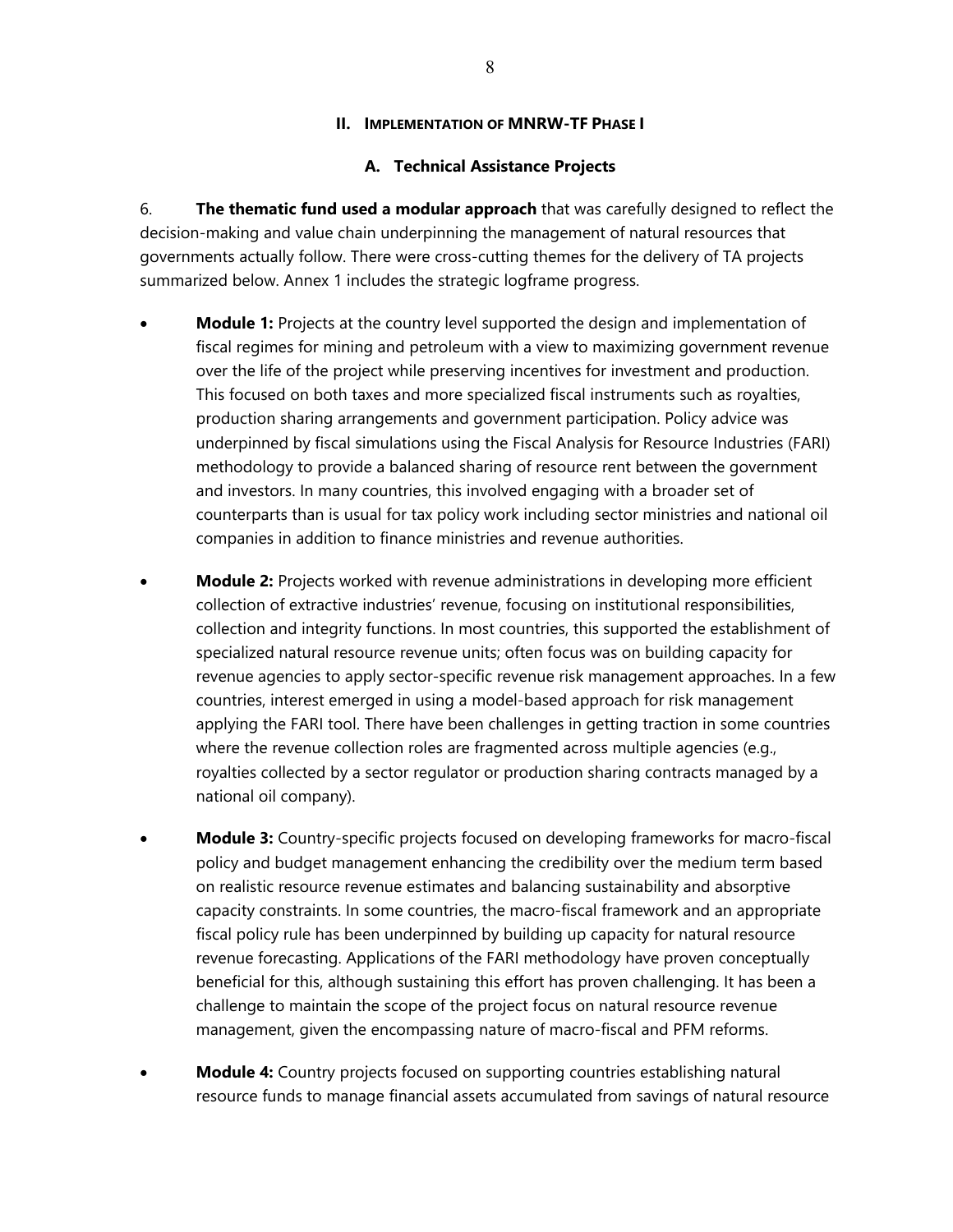## II. IMPLEMENTATION OF MNRW-TF PHASE I

### A. Technical Assistance Projects

6. **The thematic fund used a modular approach** that was carefully designed to reflect the decision-making and value chain underpinning the management of natural resources that governments actually follow. There were cross-cutting themes for the delivery of TA projects summarized below. Annex 1 includes the strategic logframe progress.

- **Module 1:** Projects at the country level supported the design and implementation of fiscal regimes for mining and petroleum with a view to maximizing government revenue over the life of the project while preserving incentives for investment and production. This focused on both taxes and more specialized fiscal instruments such as royalties, production sharing arrangements and government participation. Policy advice was underpinned by fiscal simulations using the Fiscal Analysis for Resource Industries (FARI) methodology to provide a balanced sharing of resource rent between the government and investors. In many countries, this involved engaging with a broader set of counterparts than is usual for tax policy work including sector ministries and national oil companies in addition to finance ministries and revenue authorities.

- **Module 2:** Projects worked with revenue administrations in developing more efficient collection of extractive industries' revenue, focusing on institutional responsibilities, collection and integrity functions. In most countries, this supported the establishment of specialized natural resource revenue units; often focus was on building capacity for revenue agencies to apply sector-specific revenue risk management approaches. In a few countries, interest emerged in using a model-based approach for risk management applying the FARI tool. There have been challenges in getting traction in some countries where the revenue collection roles are fragmented across multiple agencies (e.g., royalties collected by a sector regulator or production sharing contracts managed by a national oil company).

- **Module 3:** Country-specific projects focused on developing frameworks for macro-fiscal policy and budget management enhancing the credibility over the medium term based on realistic resource revenue estimates and balancing sustainability and absorptive capacity constraints. In some countries, the macro-fiscal framework and an appropriate fiscal policy rule has been underpinned by building up capacity for natural resource revenue forecasting. Applications of the FARI methodology have proven conceptually beneficial for this, although sustaining this effort has proven challenging. It has been a challenge to maintain the scope of the project focus on natural resource revenue management, given the encompassing nature of macro-fiscal and PFM reforms.

- **Module 4:** Country projects focused on supporting countries establishing natural resource funds to manage financial assets accumulated from savings of natural resource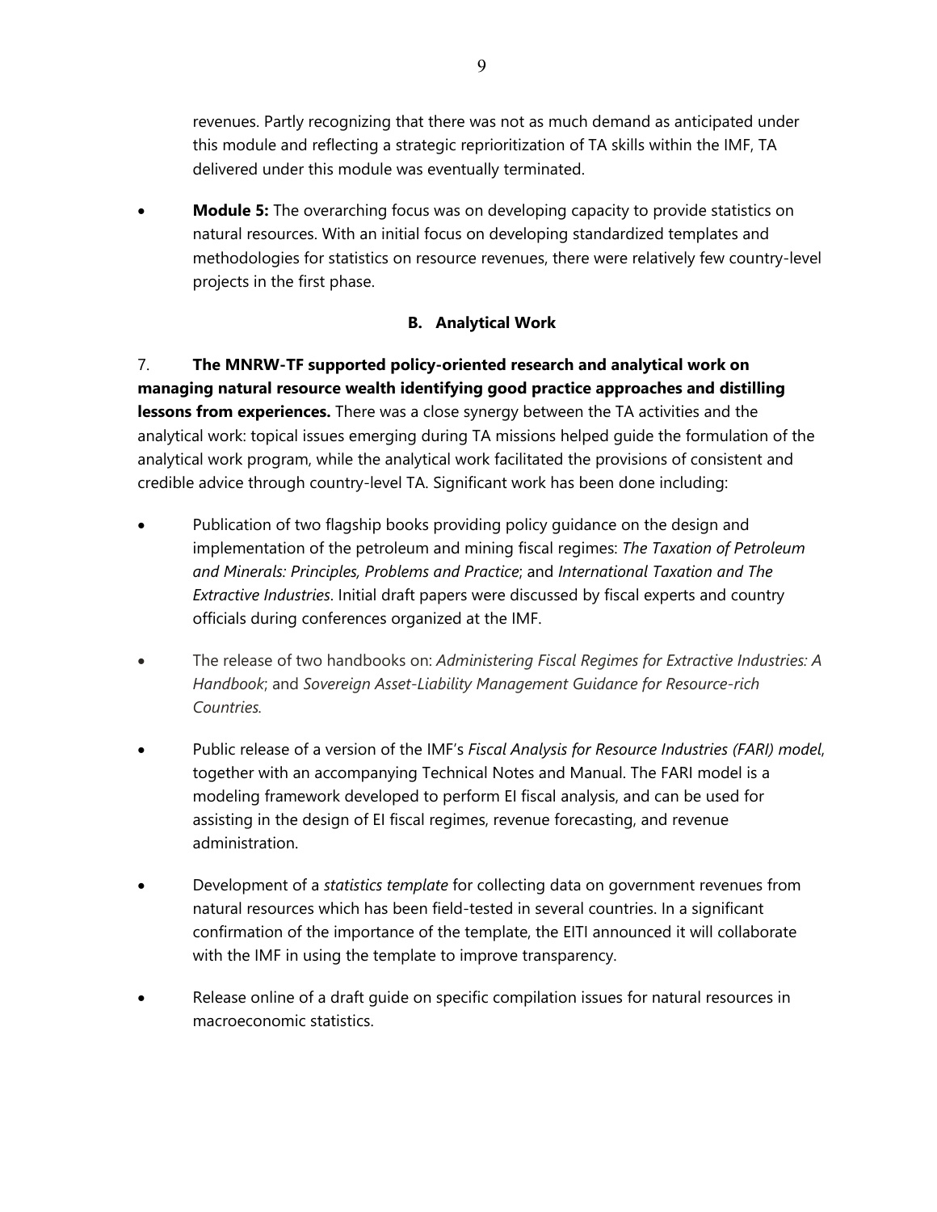revenues. Partly recognizing that there was not as much demand as anticipated under this module and reflecting a strategic reprioritization of TA skills within the IMF, TA delivered under this module was eventually terminated.

- **Module 5:** The overarching focus was on developing capacity to provide statistics on natural resources. With an initial focus on developing standardized templates and methodologies for statistics on resource revenues, there were relatively few country-level projects in the first phase.

### B. Analytical Work

7. **The MNRW-TF supported policy-oriented research and analytical work on managing natural resource wealth identifying good practice approaches and distilling lessons from experiences.** There was a close synergy between the TA activities and the analytical work: topical issues emerging during TA missions helped guide the formulation of the analytical work program, while the analytical work facilitated the provisions of consistent and credible advice through country-level TA. Significant work has been done including:

- Publication of two flagship books providing policy guidance on the design and implementation of the petroleum and mining fiscal regimes: *The Taxation of Petroleum and Minerals: Principles, Problems and Practice*; and *International Taxation and The Extractive Industries*. Initial draft papers were discussed by fiscal experts and country officials during conferences organized at the IMF.

- The release of two handbooks on: *Administering Fiscal Regimes for Extractive Industries: A Handbook*; and *Sovereign Asset-Liability Management Guidance for Resource-rich Countries.*

- Public release of a version of the IMF's *Fiscal Analysis for Resource Industries (FARI) model*, together with an accompanying Technical Notes and Manual. The FARI model is a modeling framework developed to perform EI fiscal analysis, and can be used for assisting in the design of EI fiscal regimes, revenue forecasting, and revenue administration.

- Development of a *statistics template* for collecting data on government revenues from natural resources which has been field-tested in several countries. In a significant confirmation of the importance of the template, the EITI announced it will collaborate with the IMF in using the template to improve transparency.

- Release online of a draft guide on specific compilation issues for natural resources in macroeconomic statistics.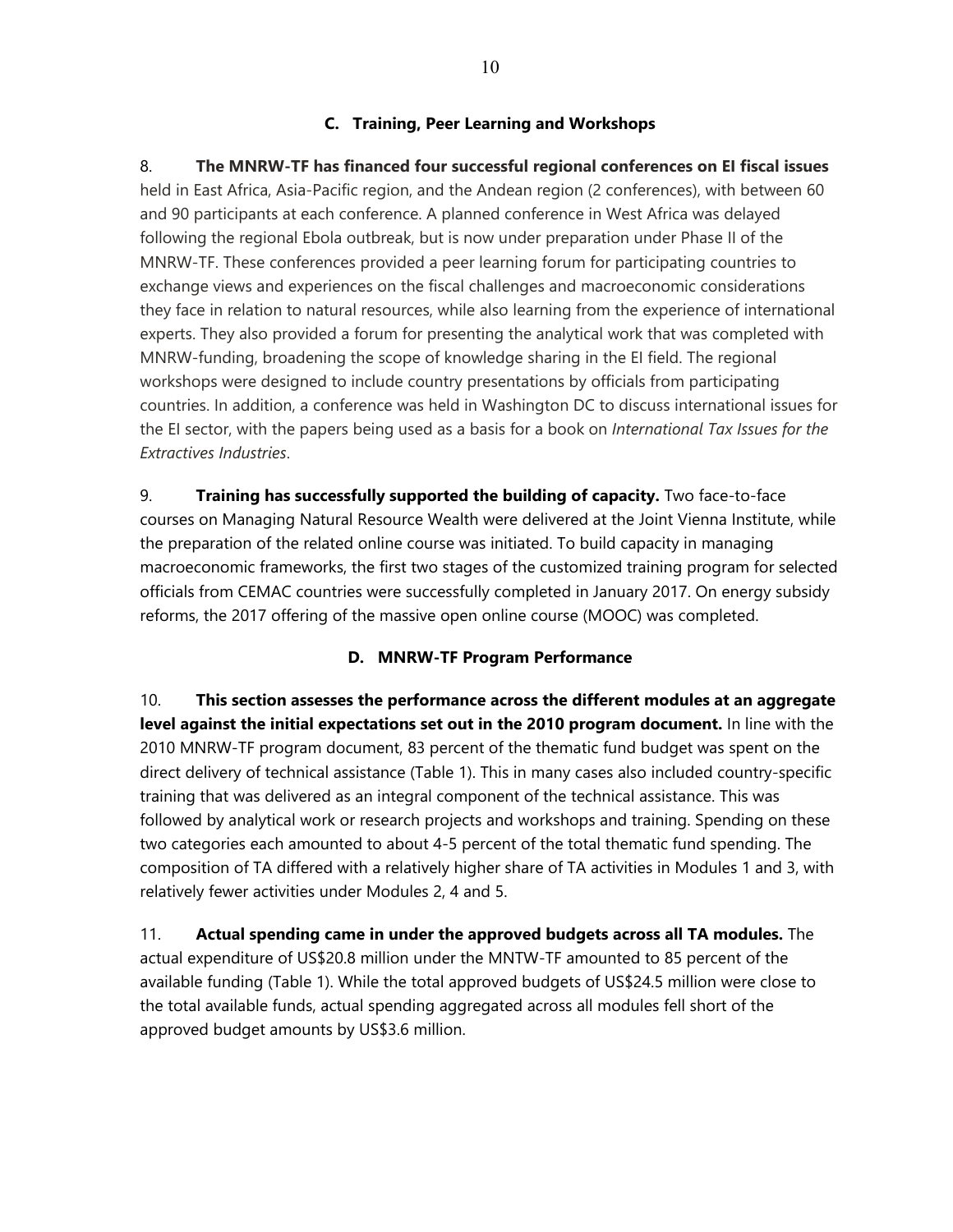### C. Training, Peer Learning and Workshops

8. **The MNRW-TF has financed four successful regional conferences on EI fiscal issues** held in East Africa, Asia-Pacific region, and the Andean region (2 conferences), with between 60 and 90 participants at each conference. A planned conference in West Africa was delayed following the regional Ebola outbreak, but is now under preparation under Phase II of the MNRW-TF. These conferences provided a peer learning forum for participating countries to exchange views and experiences on the fiscal challenges and macroeconomic considerations they face in relation to natural resources, while also learning from the experience of international experts. They also provided a forum for presenting the analytical work that was completed with MNRW-funding, broadening the scope of knowledge sharing in the EI field. The regional workshops were designed to include country presentations by officials from participating countries. In addition, a conference was held in Washington DC to discuss international issues for the EI sector, with the papers being used as a basis for a book on *International Tax Issues for the Extractives Industries*.

9. **Training has successfully supported the building of capacity.** Two face-to-face courses on Managing Natural Resource Wealth were delivered at the Joint Vienna Institute, while the preparation of the related online course was initiated. To build capacity in managing macroeconomic frameworks, the first two stages of the customized training program for selected officials from CEMAC countries were successfully completed in January 2017. On energy subsidy reforms, the 2017 offering of the massive open online course (MOOC) was completed.

### D. MNRW-TF Program Performance

10. **This section assesses the performance across the different modules at an aggregate level against the initial expectations set out in the 2010 program document.** In line with the 2010 MNRW-TF program document, 83 percent of the thematic fund budget was spent on the direct delivery of technical assistance (Table 1). This in many cases also included country-specific training that was delivered as an integral component of the technical assistance. This was followed by analytical work or research projects and workshops and training. Spending on these two categories each amounted to about 4-5 percent of the total thematic fund spending. The composition of TA differed with a relatively higher share of TA activities in Modules 1 and 3, with relatively fewer activities under Modules 2, 4 and 5.

11. **Actual spending came in under the approved budgets across all TA modules.** The actual expenditure of US$20.8 million under the MNTW-TF amounted to 85 percent of the available funding (Table 1). While the total approved budgets of US$24.5 million were close to the total available funds, actual spending aggregated across all modules fell short of the approved budget amounts by US$3.6 million.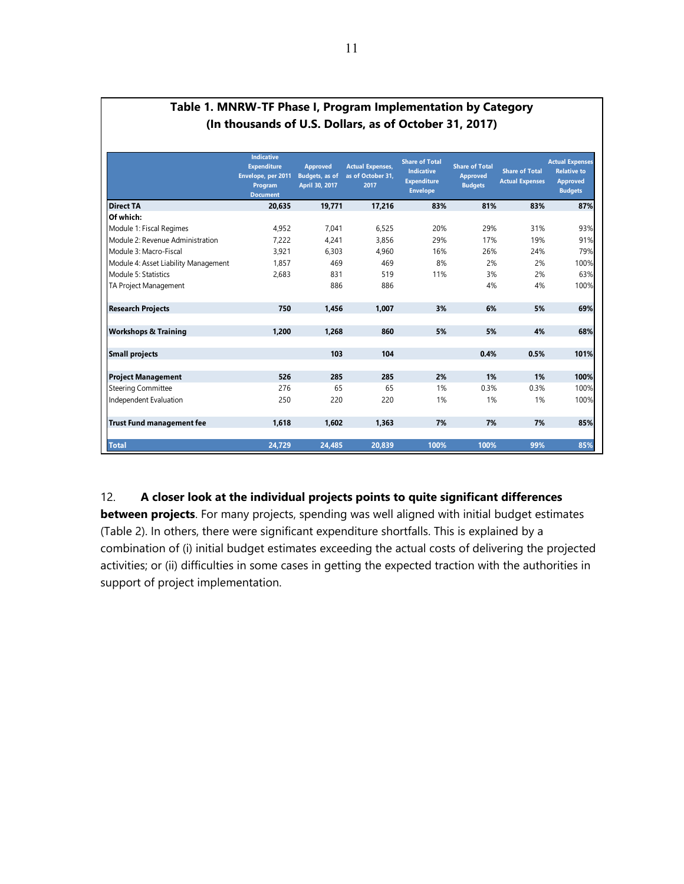**Table 1. MNRW-TF Phase I, Program Implementation by Category**
**(In thousands of U.S. Dollars, as of October 31, 2017)**

| | Indicative Expenditure Envelope, per 2011 Program Document | Approved Budgets, as of April 30, 2017 | Actual Expenses, as of October 31, 2017 | Share of Total Indicative Expenditure Envelope | Share of Total Approved Budgets | Share of Total Actual Expenses | Actual Expenses Relative to Approved Budgets |
|---|---|---|---|---|---|---|---|
| **Direct TA** | **20,635** | **19,771** | **17,216** | **83%** | **81%** | **83%** | **87%** |
| **Of which:** | | | | | | | |
| Module 1: Fiscal Regimes | 4,952 | 7,041 | 6,525 | 20% | 29% | 31% | 93% |
| Module 2: Revenue Administration | 7,222 | 4,241 | 3,856 | 29% | 17% | 19% | 91% |
| Module 3: Macro-Fiscal | 3,921 | 6,303 | 4,960 | 16% | 26% | 24% | 79% |
| Module 4: Asset Liability Management | 1,857 | 469 | 469 | 8% | 2% | 2% | 100% |
| Module 5: Statistics | 2,683 | 831 | 519 | 11% | 3% | 2% | 63% |
| TA Project Management | | 886 | 886 | | 4% | 4% | 100% |
| **Research Projects** | **750** | **1,456** | **1,007** | **3%** | **6%** | **5%** | **69%** |
| **Workshops & Training** | **1,200** | **1,268** | **860** | **5%** | **5%** | **4%** | **68%** |
| **Small projects** | | **103** | **104** | | **0.4%** | **0.5%** | **101%** |
| **Project Management** | **526** | **285** | **285** | **2%** | **1%** | **1%** | **100%** |
| Steering Committee | 276 | 65 | 65 | 1% | 0.3% | 0.3% | 100% |
| Independent Evaluation | 250 | 220 | 220 | 1% | 1% | 1% | 100% |
| **Trust Fund management fee** | **1,618** | **1,602** | **1,363** | **7%** | **7%** | **7%** | **85%** |
| **Total** | **24,729** | **24,485** | **20,839** | **100%** | **100%** | **99%** | **85%** |

12. **A closer look at the individual projects points to quite significant differences between projects**. For many projects, spending was well aligned with initial budget estimates (Table 2). In others, there were significant expenditure shortfalls. This is explained by a combination of (i) initial budget estimates exceeding the actual costs of delivering the projected activities; or (ii) difficulties in some cases in getting the expected traction with the authorities in support of project implementation.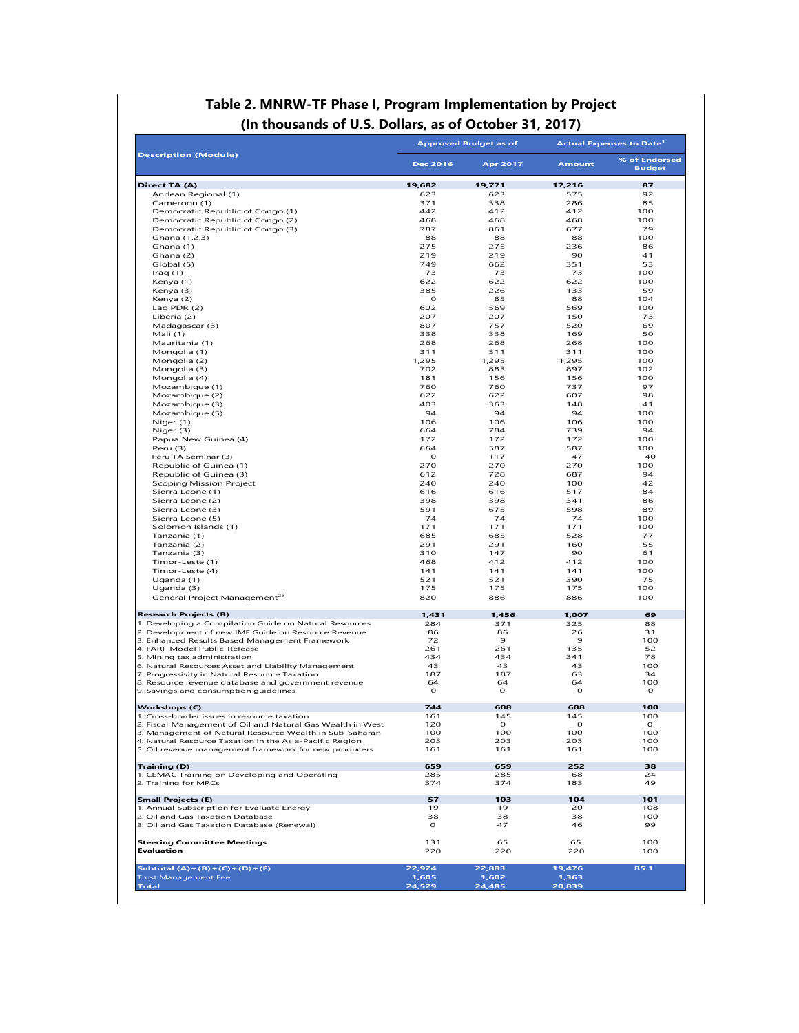## Table 2. MNRW-TF Phase I, Program Implementation by Project
### (In thousands of U.S. Dollars, as of October 31, 2017)

| Description (Module) | Approved Budget as of | | Actual Expenses to Date[1] | |
|---|---|---|---|---|
| | Dec 2016 | Apr 2017 | Amount | % of Endorsed Budget |
| **Direct TA (A)** | **19,682** | **19,771** | **17,216** | **87** |
| Andean Regional (1) | 623 | 623 | 575 | 92 |
| Cameroon (1) | 371 | 338 | 286 | 85 |
| Democratic Republic of Congo (1) | 442 | 412 | 412 | 100 |
| Democratic Republic of Congo (2) | 468 | 468 | 468 | 100 |
| Democratic Republic of Congo (3) | 787 | 861 | 677 | 79 |
| Ghana (1,2,3) | 88 | 88 | 88 | 100 |
| Ghana (1) | 275 | 275 | 236 | 86 |
| Ghana (2) | 219 | 219 | 90 | 41 |
| Global (5) | 749 | 662 | 351 | 53 |
| Iraq (1) | 73 | 73 | 73 | 100 |
| Kenya (1) | 622 | 622 | 622 | 100 |
| Kenya (3) | 385 | 226 | 133 | 59 |
| Kenya (2) | 0 | 85 | 88 | 104 |
| Lao PDR (2) | 602 | 569 | 569 | 100 |
| Liberia (2) | 207 | 207 | 150 | 73 |
| Madagascar (3) | 807 | 757 | 520 | 69 |
| Mali (1) | 338 | 338 | 169 | 50 |
| Mauritania (1) | 268 | 268 | 268 | 100 |
| Mongolia (1) | 311 | 311 | 311 | 100 |
| Mongolia (2) | 1,295 | 1,295 | 1,295 | 100 |
| Mongolia (3) | 702 | 883 | 897 | 102 |
| Mongolia (4) | 181 | 156 | 156 | 100 |
| Mozambique (1) | 760 | 760 | 737 | 97 |
| Mozambique (2) | 622 | 622 | 607 | 98 |
| Mozambique (3) | 403 | 363 | 148 | 41 |
| Mozambique (5) | 94 | 94 | 94 | 100 |
| Niger (1) | 106 | 106 | 106 | 100 |
| Niger (3) | 664 | 784 | 739 | 94 |
| Papua New Guinea (4) | 172 | 172 | 172 | 100 |
| Peru (3) | 664 | 587 | 587 | 100 |
| Peru TA Seminar (3) | 0 | 117 | 47 | 40 |
| Republic of Guinea (1) | 270 | 270 | 270 | 100 |
| Republic of Guinea (3) | 612 | 728 | 687 | 94 |
| Scoping Mission Project | 240 | 240 | 100 | 42 |
| Sierra Leone (1) | 616 | 616 | 517 | 84 |
| Sierra Leone (2) | 398 | 398 | 341 | 86 |
| Sierra Leone (3) | 591 | 675 | 598 | 89 |
| Sierra Leone (5) | 74 | 74 | 74 | 100 |
| Solomon Islands (1) | 171 | 171 | 171 | 100 |
| Tanzania (1) | 685 | 685 | 528 | 77 |
| Tanzania (2) | 291 | 291 | 160 | 55 |
| Tanzania (3) | 310 | 147 | 90 | 61 |
| Timor-Leste (1) | 468 | 412 | 412 | 100 |
| Timor-Leste (4) | 141 | 141 | 141 | 100 |
| Uganda (1) | 521 | 521 | 390 | 75 |
| Uganda (3) | 175 | 175 | 175 | 100 |
| General Project Management[23] | 820 | 886 | 886 | 100 |
| **Research Projects (B)** | **1,431** | **1,456** | **1,007** | **69** |
| 1. Developing a Compilation Guide on Natural Resources | 284 | 371 | 325 | 88 |
| 2. Development of new IMF Guide on Resource Revenue | 86 | 86 | 26 | 31 |
| 3. Enhanced Results Based Management Framework | 72 | 9 | 9 | 100 |
| 4. FARI Model Public-Release | 261 | 261 | 135 | 52 |
| 5. Mining tax administration | 434 | 434 | 341 | 78 |
| 6. Natural Resources Asset and Liability Management | 43 | 43 | 43 | 100 |
| 7. Progressivity in Natural Resource Taxation | 187 | 187 | 63 | 34 |
| 8. Resource revenue database and government revenue | 64 | 64 | 64 | 100 |
| 9. Savings and consumption guidelines | 0 | 0 | 0 | 0 |
| **Workshops (C)** | **744** | **608** | **608** | **100** |
| 1. Cross-border issues in resource taxation | 161 | 145 | 145 | 100 |
| 2. Fiscal Management of Oil and Natural Gas Wealth in West | 120 | 0 | 0 | 0 |
| 3. Management of Natural Resource Wealth in Sub-Saharan | 100 | 100 | 100 | 100 |
| 4. Natural Resource Taxation in the Asia-Pacific Region | 203 | 203 | 203 | 100 |
| 5. Oil revenue management framework for new producers | 161 | 161 | 161 | 100 |
| **Training (D)** | **659** | **659** | **252** | **38** |
| 1. CEMAC Training on Developing and Operating | 285 | 285 | 68 | 24 |
| 2. Training for MRCs | 374 | 374 | 183 | 49 |
| **Small Projects (E)** | **57** | **103** | **104** | **101** |
| 1. Annual Subscription for Evaluate Energy | 19 | 19 | 20 | 108 |
| 2. Oil and Gas Taxation Database | 38 | 38 | 38 | 100 |
| 3. Oil and Gas Taxation Database (Renewal) | 0 | 47 | 46 | 99 |
| **Steering Committee Meetings** | 131 | 65 | 65 | 100 |
| **Evaluation** | 220 | 220 | 220 | 100 |
| **Subtotal (A)+(B)+(C)+(D)+(E)** | **22,924** | **22,883** | **19,476** | **85.1** |
| Trust Management Fee | 1,605 | 1,602 | 1,363 | |
| **Total** | **24,529** | **24,485** | **20,839** | |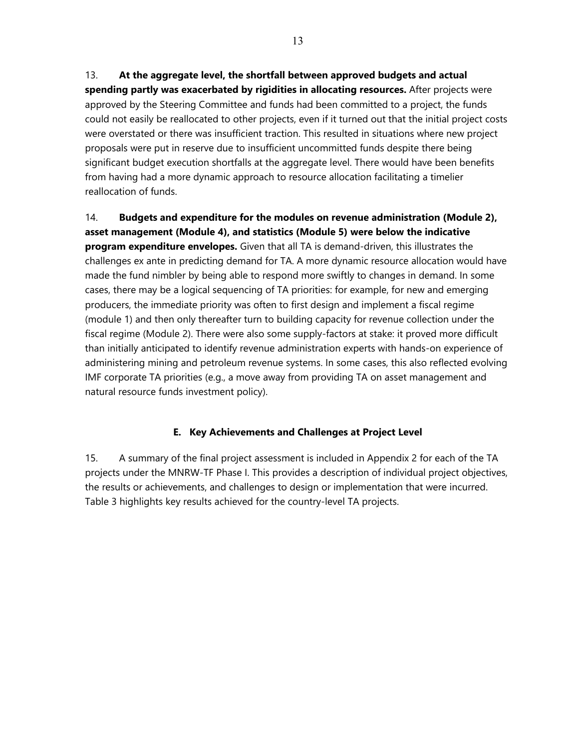13. **At the aggregate level, the shortfall between approved budgets and actual spending partly was exacerbated by rigidities in allocating resources.** After projects were approved by the Steering Committee and funds had been committed to a project, the funds could not easily be reallocated to other projects, even if it turned out that the initial project costs were overstated or there was insufficient traction. This resulted in situations where new project proposals were put in reserve due to insufficient uncommitted funds despite there being significant budget execution shortfalls at the aggregate level. There would have been benefits from having had a more dynamic approach to resource allocation facilitating a timelier reallocation of funds.

14. **Budgets and expenditure for the modules on revenue administration (Module 2), asset management (Module 4), and statistics (Module 5) were below the indicative program expenditure envelopes.** Given that all TA is demand-driven, this illustrates the challenges ex ante in predicting demand for TA. A more dynamic resource allocation would have made the fund nimbler by being able to respond more swiftly to changes in demand. In some cases, there may be a logical sequencing of TA priorities: for example, for new and emerging producers, the immediate priority was often to first design and implement a fiscal regime (module 1) and then only thereafter turn to building capacity for revenue collection under the fiscal regime (Module 2). There were also some supply-factors at stake: it proved more difficult than initially anticipated to identify revenue administration experts with hands-on experience of administering mining and petroleum revenue systems. In some cases, this also reflected evolving IMF corporate TA priorities (e.g., a move away from providing TA on asset management and natural resource funds investment policy).

## E. Key Achievements and Challenges at Project Level

15. A summary of the final project assessment is included in Appendix 2 for each of the TA projects under the MNRW-TF Phase I. This provides a description of individual project objectives, the results or achievements, and challenges to design or implementation that were incurred. Table 3 highlights key results achieved for the country-level TA projects.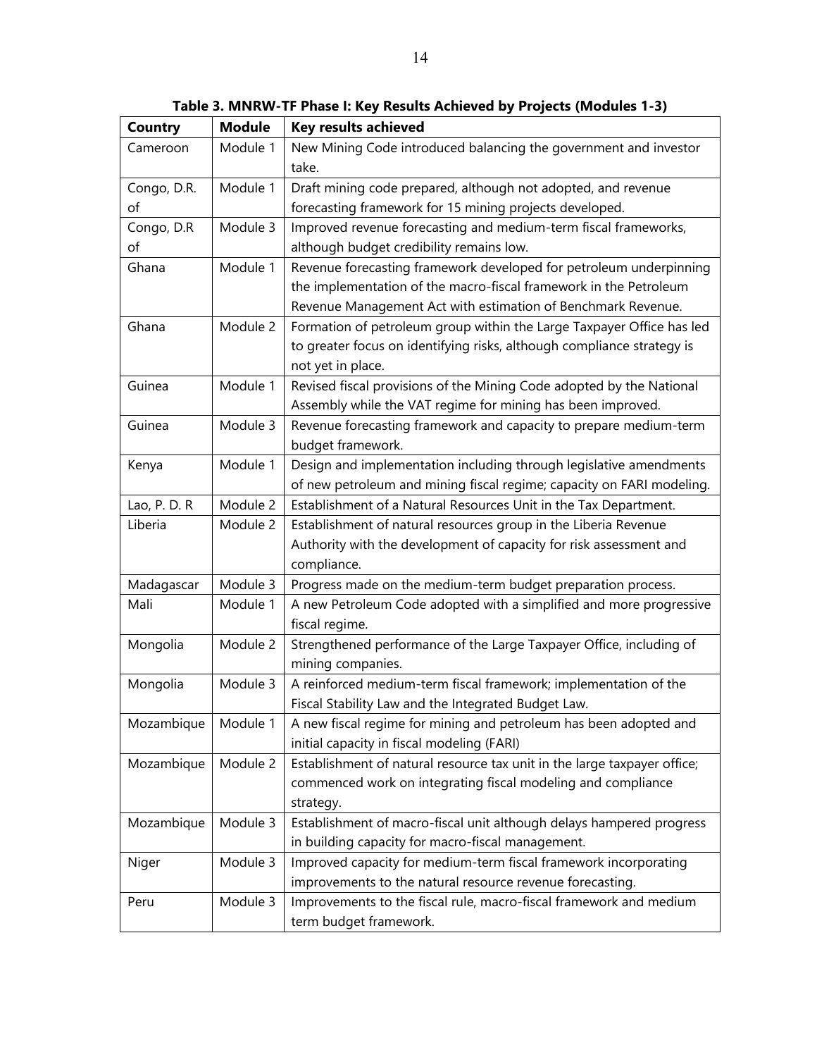**Table 3. MNRW-TF Phase I: Key Results Achieved by Projects (Modules 1-3)**

| Country | Module | Key results achieved |
|---|---|---|
| Cameroon | Module 1 | New Mining Code introduced balancing the government and investor take. |
| Congo, D.R. of | Module 1 | Draft mining code prepared, although not adopted, and revenue forecasting framework for 15 mining projects developed. |
| Congo, D.R of | Module 3 | Improved revenue forecasting and medium-term fiscal frameworks, although budget credibility remains low. |
| Ghana | Module 1 | Revenue forecasting framework developed for petroleum underpinning the implementation of the macro-fiscal framework in the Petroleum Revenue Management Act with estimation of Benchmark Revenue. |
| Ghana | Module 2 | Formation of petroleum group within the Large Taxpayer Office has led to greater focus on identifying risks, although compliance strategy is not yet in place. |
| Guinea | Module 1 | Revised fiscal provisions of the Mining Code adopted by the National Assembly while the VAT regime for mining has been improved. |
| Guinea | Module 3 | Revenue forecasting framework and capacity to prepare medium-term budget framework. |
| Kenya | Module 1 | Design and implementation including through legislative amendments of new petroleum and mining fiscal regime; capacity on FARI modeling. |
| Lao, P. D. R | Module 2 | Establishment of a Natural Resources Unit in the Tax Department. |
| Liberia | Module 2 | Establishment of natural resources group in the Liberia Revenue Authority with the development of capacity for risk assessment and compliance. |
| Madagascar | Module 3 | Progress made on the medium-term budget preparation process. |
| Mali | Module 1 | A new Petroleum Code adopted with a simplified and more progressive fiscal regime. |
| Mongolia | Module 2 | Strengthened performance of the Large Taxpayer Office, including of mining companies. |
| Mongolia | Module 3 | A reinforced medium-term fiscal framework; implementation of the Fiscal Stability Law and the Integrated Budget Law. |
| Mozambique | Module 1 | A new fiscal regime for mining and petroleum has been adopted and initial capacity in fiscal modeling (FARI) |
| Mozambique | Module 2 | Establishment of natural resource tax unit in the large taxpayer office; commenced work on integrating fiscal modeling and compliance strategy. |
| Mozambique | Module 3 | Establishment of macro-fiscal unit although delays hampered progress in building capacity for macro-fiscal management. |
| Niger | Module 3 | Improved capacity for medium-term fiscal framework incorporating improvements to the natural resource revenue forecasting. |
| Peru | Module 3 | Improvements to the fiscal rule, macro-fiscal framework and medium term budget framework. |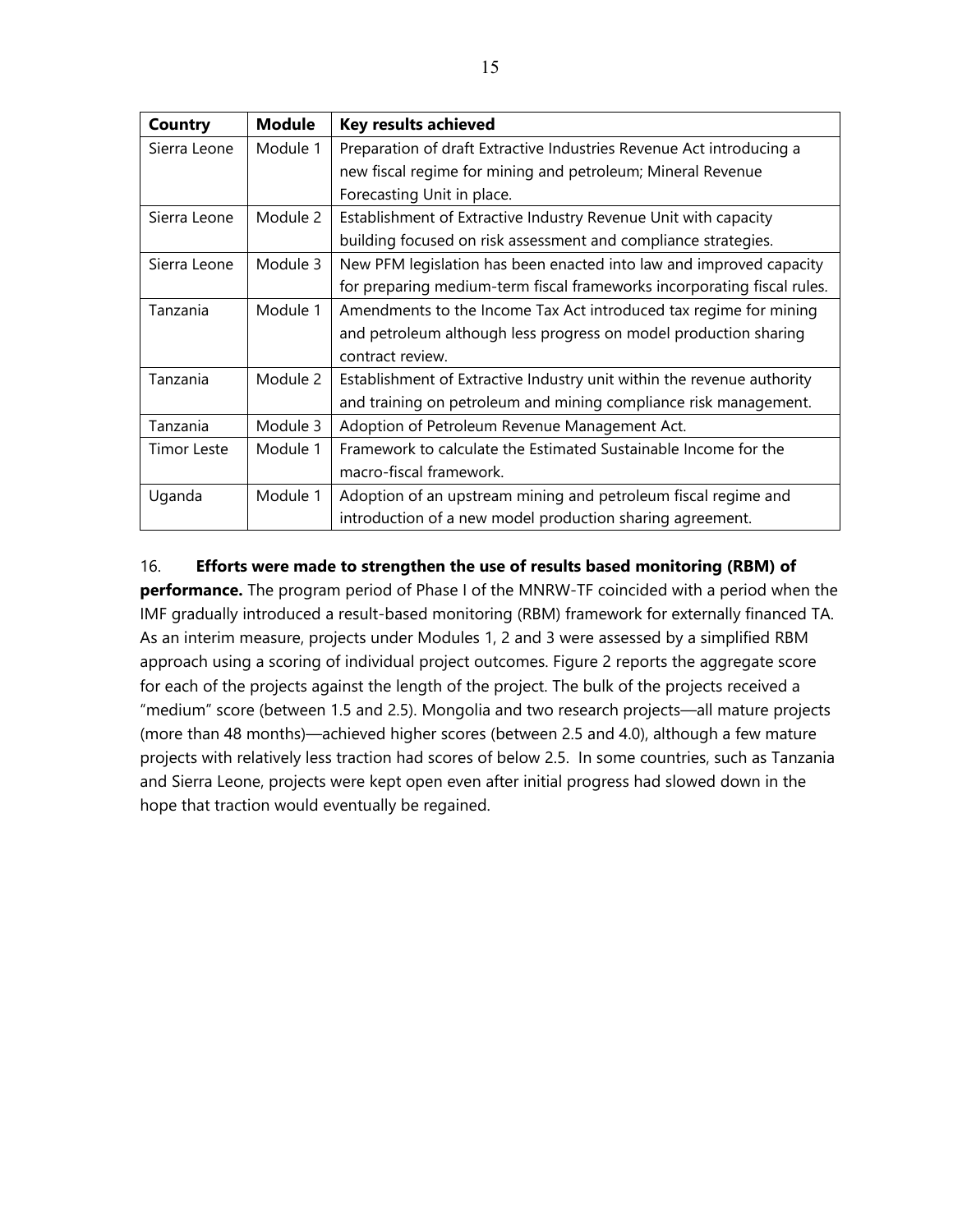| Country | Module | Key results achieved |
|---|---|---|
| Sierra Leone | Module 1 | Preparation of draft Extractive Industries Revenue Act introducing a new fiscal regime for mining and petroleum; Mineral Revenue Forecasting Unit in place. |
| Sierra Leone | Module 2 | Establishment of Extractive Industry Revenue Unit with capacity building focused on risk assessment and compliance strategies. |
| Sierra Leone | Module 3 | New PFM legislation has been enacted into law and improved capacity for preparing medium-term fiscal frameworks incorporating fiscal rules. |
| Tanzania | Module 1 | Amendments to the Income Tax Act introduced tax regime for mining and petroleum although less progress on model production sharing contract review. |
| Tanzania | Module 2 | Establishment of Extractive Industry unit within the revenue authority and training on petroleum and mining compliance risk management. |
| Tanzania | Module 3 | Adoption of Petroleum Revenue Management Act. |
| Timor Leste | Module 1 | Framework to calculate the Estimated Sustainable Income for the macro-fiscal framework. |
| Uganda | Module 1 | Adoption of an upstream mining and petroleum fiscal regime and introduction of a new model production sharing agreement. |

16. **Efforts were made to strengthen the use of results based monitoring (RBM) of performance.** The program period of Phase I of the MNRW-TF coincided with a period when the IMF gradually introduced a result-based monitoring (RBM) framework for externally financed TA. As an interim measure, projects under Modules 1, 2 and 3 were assessed by a simplified RBM approach using a scoring of individual project outcomes. Figure 2 reports the aggregate score for each of the projects against the length of the project. The bulk of the projects received a "medium" score (between 1.5 and 2.5). Mongolia and two research projects—all mature projects (more than 48 months)—achieved higher scores (between 2.5 and 4.0), although a few mature projects with relatively less traction had scores of below 2.5. In some countries, such as Tanzania and Sierra Leone, projects were kept open even after initial progress had slowed down in the hope that traction would eventually be regained.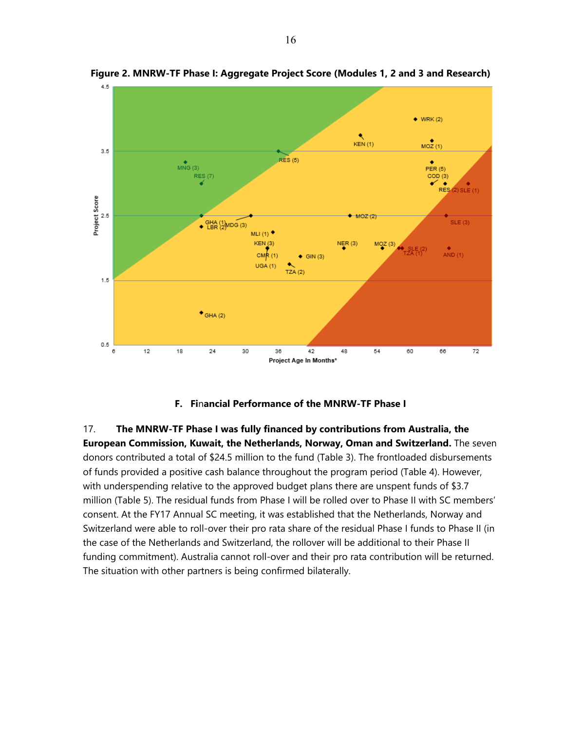**Figure 2. MNRW-TF Phase I: Aggregate Project Score (Modules 1, 2 and 3 and Research)**

### F. Financial Performance of the MNRW-TF Phase I

17. **The MNRW-TF Phase I was fully financed by contributions from Australia, the European Commission, Kuwait, the Netherlands, Norway, Oman and Switzerland.** The seven donors contributed a total of $24.5 million to the fund (Table 3). The frontloaded disbursements of funds provided a positive cash balance throughout the program period (Table 4). However, with underspending relative to the approved budget plans there are unspent funds of $3.7 million (Table 5). The residual funds from Phase I will be rolled over to Phase II with SC members' consent. At the FY17 Annual SC meeting, it was established that the Netherlands, Norway and Switzerland were able to roll-over their pro rata share of the residual Phase I funds to Phase II (in the case of the Netherlands and Switzerland, the rollover will be additional to their Phase II funding commitment). Australia cannot roll-over and their pro rata contribution will be returned. The situation with other partners is being confirmed bilaterally.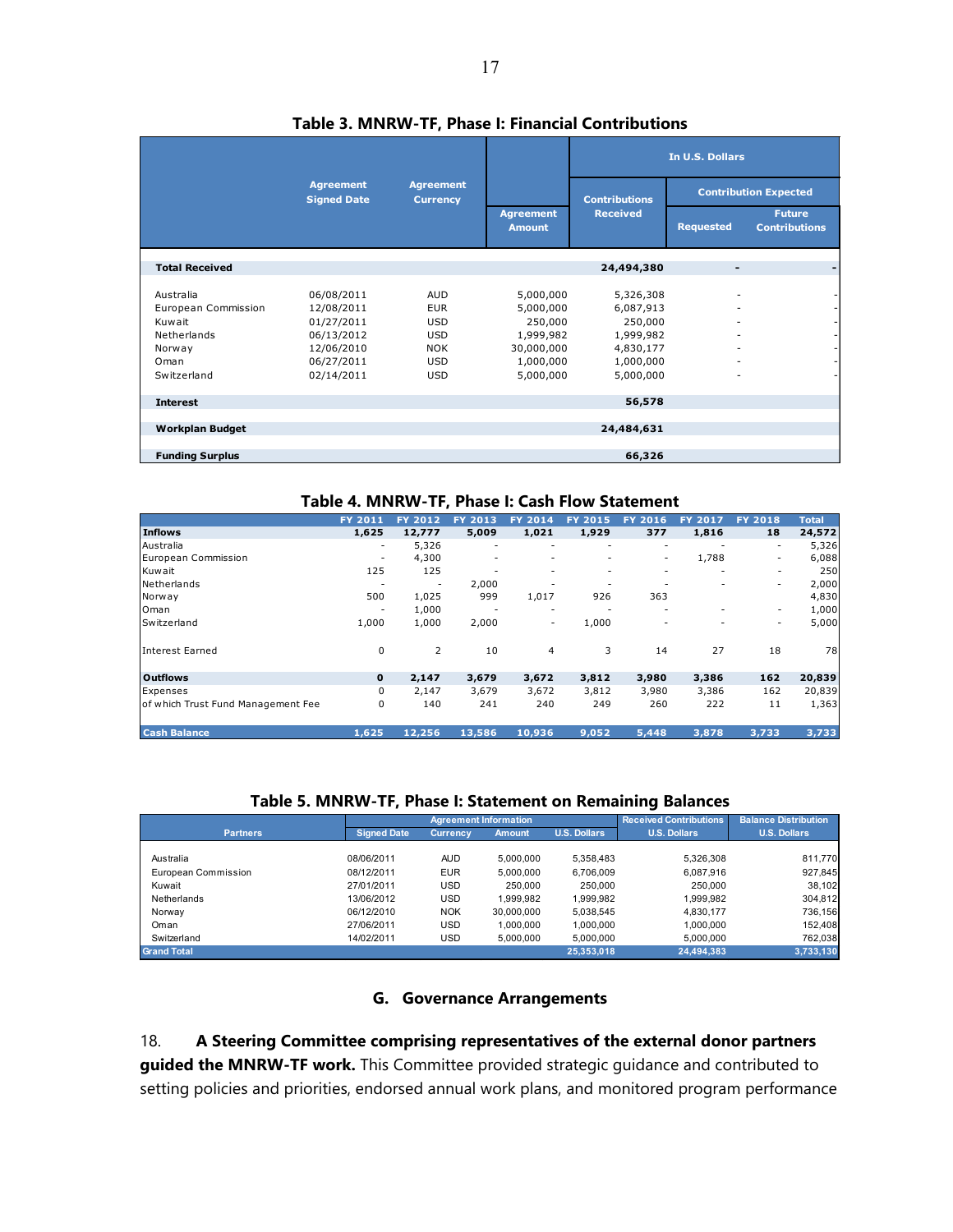## Table 3. MNRW-TF, Phase I: Financial Contributions

| | Agreement Signed Date | Agreement Currency | Agreement Amount | In U.S. Dollars | | |
|---|---|---|---|---|---|---|
| | | | | Contributions Received | Contribution Expected | |
| | | | | | Requested | Future Contributions |
| **Total Received** | | | | **24,494,380** | **-** | **-** |
| Australia | 06/08/2011 | AUD | 5,000,000 | 5,326,308 | - | - |
| European Commission | 12/08/2011 | EUR | 5,000,000 | 6,087,913 | - | - |
| Kuwait | 01/27/2011 | USD | 250,000 | 250,000 | - | - |
| Netherlands | 06/13/2012 | USD | 1,999,982 | 1,999,982 | - | - |
| Norway | 12/06/2010 | NOK | 30,000,000 | 4,830,177 | - | - |
| Oman | 06/27/2011 | USD | 1,000,000 | 1,000,000 | - | - |
| Switzerland | 02/14/2011 | USD | 5,000,000 | 5,000,000 | - | - |
| **Interest** | | | | **56,578** | | |
| **Workplan Budget** | | | | **24,484,631** | | |
| **Funding Surplus** | | | | **66,326** | | |

## Table 4. MNRW-TF, Phase I: Cash Flow Statement

| | FY 2011 | FY 2012 | FY 2013 | FY 2014 | FY 2015 | FY 2016 | FY 2017 | FY 2018 | Total |
|---|---|---|---|---|---|---|---|---|---|
| **Inflows** | **1,625** | **12,777** | **5,009** | **1,021** | **1,929** | **377** | **1,816** | **18** | **24,572** |
| Australia | - | 5,326 | - | - | - | - | - | - | 5,326 |
| European Commission | - | 4,300 | - | - | - | - | 1,788 | - | 6,088 |
| Kuwait | 125 | 125 | - | - | - | - | - | - | 250 |
| Netherlands | - | - | 2,000 | - | - | - | - | - | 2,000 |
| Norway | 500 | 1,025 | 999 | 1,017 | 926 | 363 | | | 4,830 |
| Oman | - | 1,000 | - | - | - | - | - | - | 1,000 |
| Switzerland | 1,000 | 1,000 | 2,000 | - | 1,000 | - | - | - | 5,000 |
| Interest Earned | 0 | 2 | 10 | 4 | 3 | 14 | 27 | 18 | 78 |
| **Outflows** | **0** | **2,147** | **3,679** | **3,672** | **3,812** | **3,980** | **3,386** | **162** | **20,839** |
| Expenses | 0 | 2,147 | 3,679 | 3,672 | 3,812 | 3,980 | 3,386 | 162 | 20,839 |
| of which Trust Fund Management Fee | 0 | 140 | 241 | 240 | 249 | 260 | 222 | 11 | 1,363 |
| **Cash Balance** | **1,625** | **12,256** | **13,586** | **10,936** | **9,052** | **5,448** | **3,878** | **3,733** | **3,733** |

## Table 5. MNRW-TF, Phase I: Statement on Remaining Balances

| Partners | Agreement Information | | | | Received Contributions | Balance Distribution |
|---|---|---|---|---|---|---|
| | Signed Date | Currency | Amount | U.S. Dollars | U.S. Dollars | U.S. Dollars |
| Australia | 08/06/2011 | AUD | 5,000,000 | 5,358,483 | 5,326,308 | 811,770 |
| European Commission | 08/12/2011 | EUR | 5,000,000 | 6,706,009 | 6,087,916 | 927,845 |
| Kuwait | 27/01/2011 | USD | 250,000 | 250,000 | 250,000 | 38,102 |
| Netherlands | 13/06/2012 | USD | 1,999,982 | 1,999,982 | 1,999,982 | 304,812 |
| Norway | 06/12/2010 | NOK | 30,000,000 | 5,038,545 | 4,830,177 | 736,156 |
| Oman | 27/06/2011 | USD | 1,000,000 | 1,000,000 | 1,000,000 | 152,408 |
| Switzerland | 14/02/2011 | USD | 5,000,000 | 5,000,000 | 5,000,000 | 762,038 |
| **Grand Total** | | | | **25,353,018** | **24,494,383** | **3,733,130** |

## G. Governance Arrangements

18. **A Steering Committee comprising representatives of the external donor partners guided the MNRW-TF work.** This Committee provided strategic guidance and contributed to setting policies and priorities, endorsed annual work plans, and monitored program performance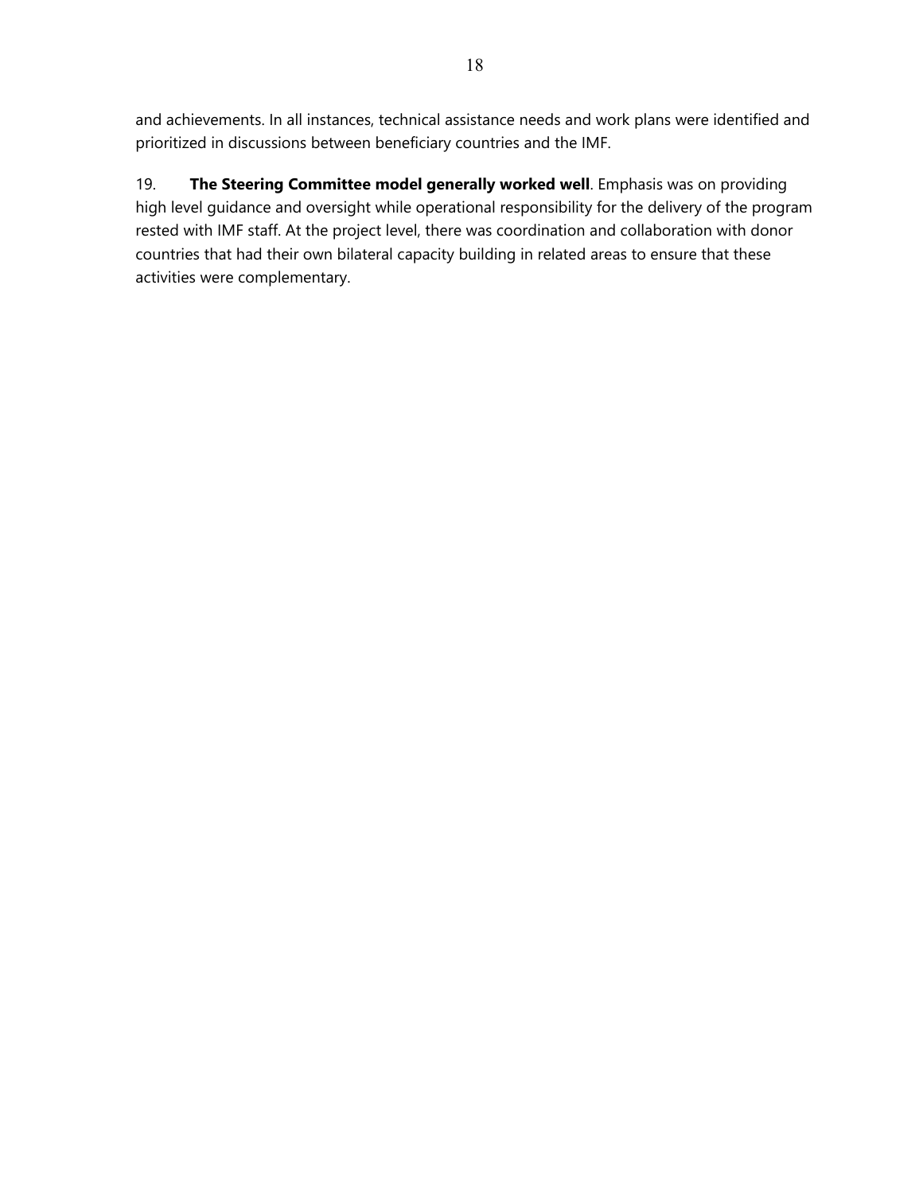and achievements. In all instances, technical assistance needs and work plans were identified and prioritized in discussions between beneficiary countries and the IMF.

19. **The Steering Committee model generally worked well**. Emphasis was on providing high level guidance and oversight while operational responsibility for the delivery of the program rested with IMF staff. At the project level, there was coordination and collaboration with donor countries that had their own bilateral capacity building in related areas to ensure that these activities were complementary.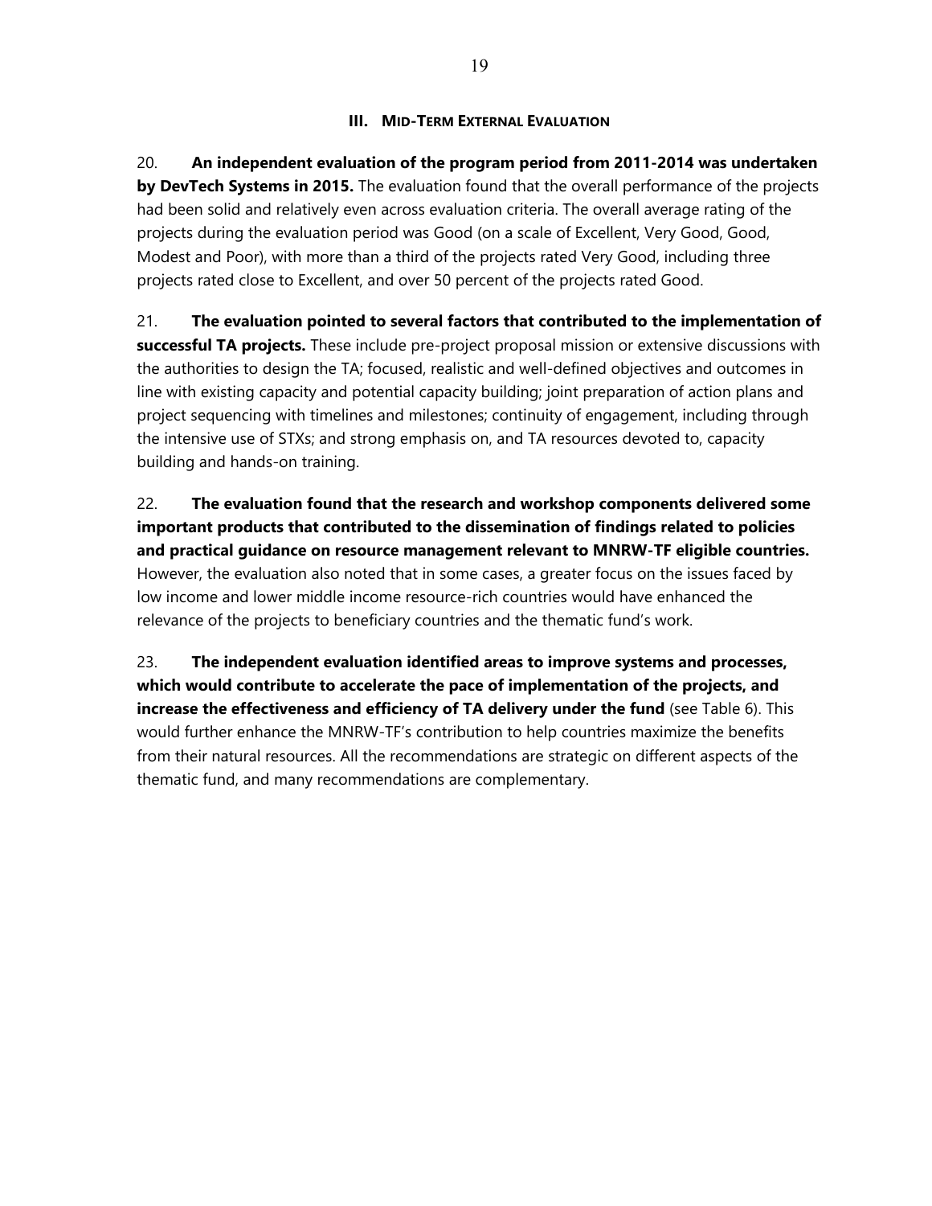## III. MID-TERM EXTERNAL EVALUATION

20. **An independent evaluation of the program period from 2011-2014 was undertaken by DevTech Systems in 2015.** The evaluation found that the overall performance of the projects had been solid and relatively even across evaluation criteria. The overall average rating of the projects during the evaluation period was Good (on a scale of Excellent, Very Good, Good, Modest and Poor), with more than a third of the projects rated Very Good, including three projects rated close to Excellent, and over 50 percent of the projects rated Good.

21. **The evaluation pointed to several factors that contributed to the implementation of successful TA projects.** These include pre-project proposal mission or extensive discussions with the authorities to design the TA; focused, realistic and well-defined objectives and outcomes in line with existing capacity and potential capacity building; joint preparation of action plans and project sequencing with timelines and milestones; continuity of engagement, including through the intensive use of STXs; and strong emphasis on, and TA resources devoted to, capacity building and hands-on training.

22. **The evaluation found that the research and workshop components delivered some important products that contributed to the dissemination of findings related to policies and practical guidance on resource management relevant to MNRW-TF eligible countries.** However, the evaluation also noted that in some cases, a greater focus on the issues faced by low income and lower middle income resource-rich countries would have enhanced the relevance of the projects to beneficiary countries and the thematic fund's work.

23. **The independent evaluation identified areas to improve systems and processes, which would contribute to accelerate the pace of implementation of the projects, and increase the effectiveness and efficiency of TA delivery under the fund** (see Table 6). This would further enhance the MNRW-TF's contribution to help countries maximize the benefits from their natural resources. All the recommendations are strategic on different aspects of the thematic fund, and many recommendations are complementary.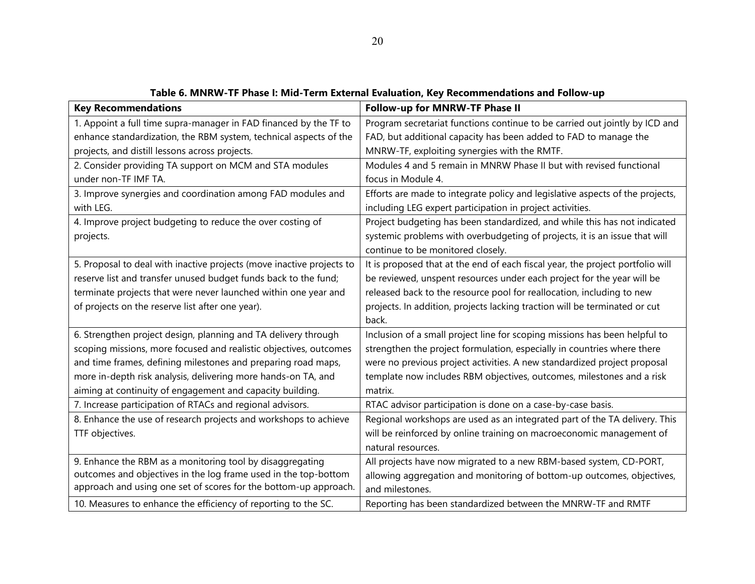**Table 6. MNRW-TF Phase I: Mid-Term External Evaluation, Key Recommendations and Follow-up**

| **Key Recommendations** | **Follow-up for MNRW-TF Phase II** |
|---|---|
| 1. Appoint a full time supra-manager in FAD financed by the TF to enhance standardization, the RBM system, technical aspects of the projects, and distill lessons across projects. | Program secretariat functions continue to be carried out jointly by ICD and FAD, but additional capacity has been added to FAD to manage the MNRW-TF, exploiting synergies with the RMTF. |
| 2. Consider providing TA support on MCM and STA modules under non-TF IMF TA. | Modules 4 and 5 remain in MNRW Phase II but with revised functional focus in Module 4. |
| 3. Improve synergies and coordination among FAD modules and with LEG. | Efforts are made to integrate policy and legislative aspects of the projects, including LEG expert participation in project activities. |
| 4. Improve project budgeting to reduce the over costing of projects. | Project budgeting has been standardized, and while this has not indicated systemic problems with overbudgeting of projects, it is an issue that will continue to be monitored closely. |
| 5. Proposal to deal with inactive projects (move inactive projects to reserve list and transfer unused budget funds back to the fund; terminate projects that were never launched within one year and of projects on the reserve list after one year). | It is proposed that at the end of each fiscal year, the project portfolio will be reviewed, unspent resources under each project for the year will be released back to the resource pool for reallocation, including to new projects. In addition, projects lacking traction will be terminated or cut back. |
| 6. Strengthen project design, planning and TA delivery through scoping missions, more focused and realistic objectives, outcomes and time frames, defining milestones and preparing road maps, more in-depth risk analysis, delivering more hands-on TA, and aiming at continuity of engagement and capacity building. | Inclusion of a small project line for scoping missions has been helpful to strengthen the project formulation, especially in countries where there were no previous project activities. A new standardized project proposal template now includes RBM objectives, outcomes, milestones and a risk matrix. |
| 7. Increase participation of RTACs and regional advisors. | RTAC advisor participation is done on a case-by-case basis. |
| 8. Enhance the use of research projects and workshops to achieve TTF objectives. | Regional workshops are used as an integrated part of the TA delivery. This will be reinforced by online training on macroeconomic management of natural resources. |
| 9. Enhance the RBM as a monitoring tool by disaggregating outcomes and objectives in the log frame used in the top-bottom approach and using one set of scores for the bottom-up approach. | All projects have now migrated to a new RBM-based system, CD-PORT, allowing aggregation and monitoring of bottom-up outcomes, objectives, and milestones. |
| 10. Measures to enhance the efficiency of reporting to the SC. | Reporting has been standardized between the MNRW-TF and RMTF |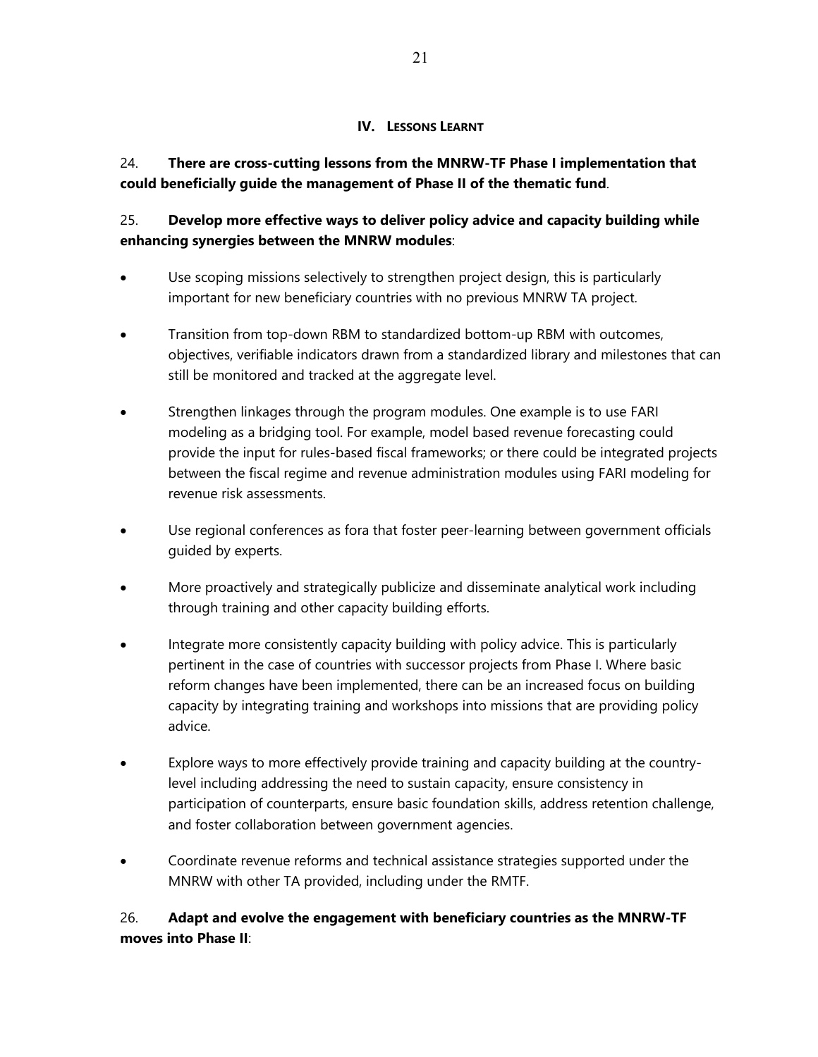## IV. LESSONS LEARNT

24. **There are cross-cutting lessons from the MNRW-TF Phase I implementation that could beneficially guide the management of Phase II of the thematic fund**.

25. **Develop more effective ways to deliver policy advice and capacity building while enhancing synergies between the MNRW modules**:

- Use scoping missions selectively to strengthen project design, this is particularly important for new beneficiary countries with no previous MNRW TA project.
- Transition from top-down RBM to standardized bottom-up RBM with outcomes, objectives, verifiable indicators drawn from a standardized library and milestones that can still be monitored and tracked at the aggregate level.
- Strengthen linkages through the program modules. One example is to use FARI modeling as a bridging tool. For example, model based revenue forecasting could provide the input for rules-based fiscal frameworks; or there could be integrated projects between the fiscal regime and revenue administration modules using FARI modeling for revenue risk assessments.
- Use regional conferences as fora that foster peer-learning between government officials guided by experts.
- More proactively and strategically publicize and disseminate analytical work including through training and other capacity building efforts.
- Integrate more consistently capacity building with policy advice. This is particularly pertinent in the case of countries with successor projects from Phase I. Where basic reform changes have been implemented, there can be an increased focus on building capacity by integrating training and workshops into missions that are providing policy advice.
- Explore ways to more effectively provide training and capacity building at the country-level including addressing the need to sustain capacity, ensure consistency in participation of counterparts, ensure basic foundation skills, address retention challenge, and foster collaboration between government agencies.
- Coordinate revenue reforms and technical assistance strategies supported under the MNRW with other TA provided, including under the RMTF.

26. **Adapt and evolve the engagement with beneficiary countries as the MNRW-TF moves into Phase II**: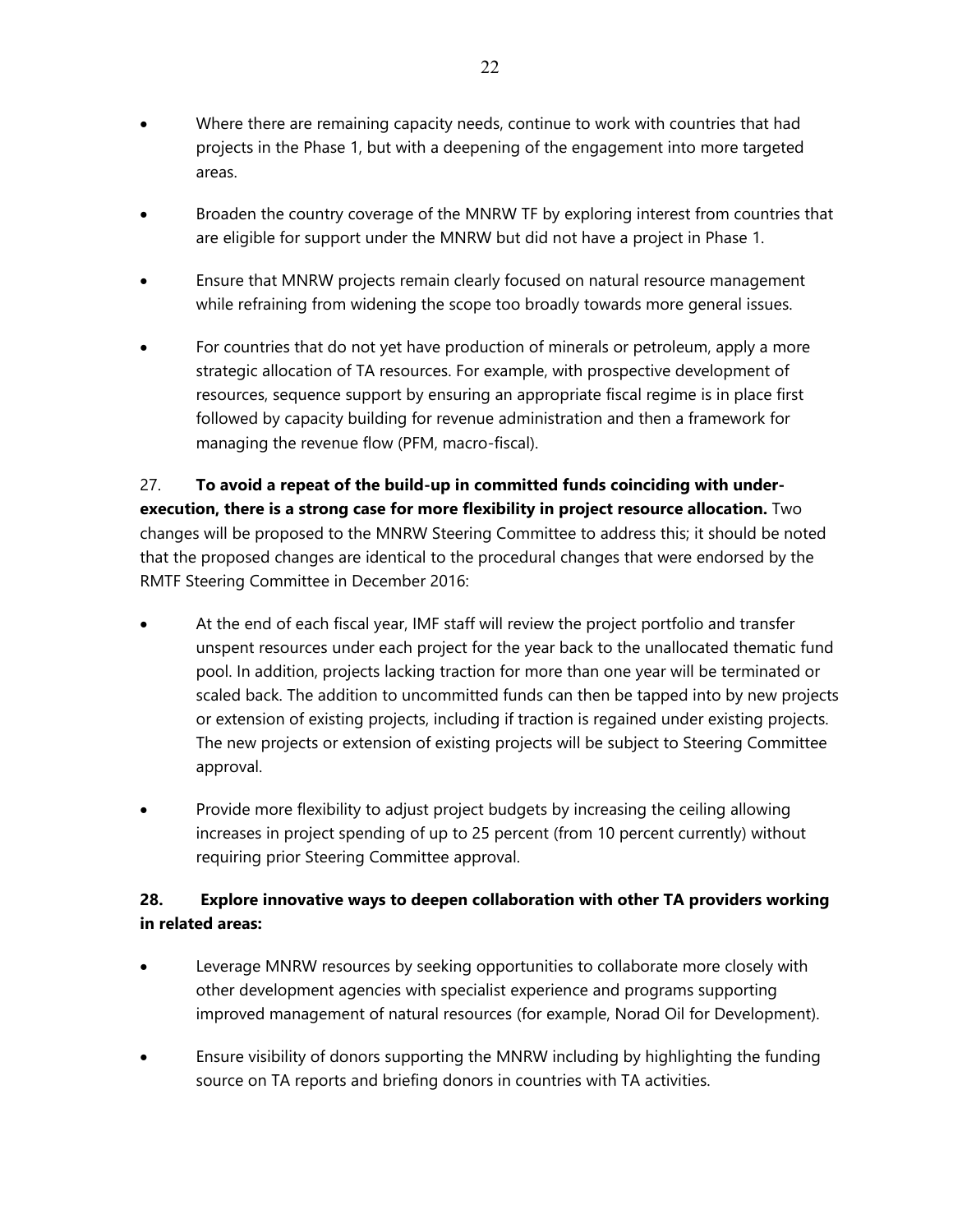- Where there are remaining capacity needs, continue to work with countries that had projects in the Phase 1, but with a deepening of the engagement into more targeted areas.

- Broaden the country coverage of the MNRW TF by exploring interest from countries that are eligible for support under the MNRW but did not have a project in Phase 1.

- Ensure that MNRW projects remain clearly focused on natural resource management while refraining from widening the scope too broadly towards more general issues.

- For countries that do not yet have production of minerals or petroleum, apply a more strategic allocation of TA resources. For example, with prospective development of resources, sequence support by ensuring an appropriate fiscal regime is in place first followed by capacity building for revenue administration and then a framework for managing the revenue flow (PFM, macro-fiscal).

27. **To avoid a repeat of the build-up in committed funds coinciding with under-execution, there is a strong case for more flexibility in project resource allocation.** Two changes will be proposed to the MNRW Steering Committee to address this; it should be noted that the proposed changes are identical to the procedural changes that were endorsed by the RMTF Steering Committee in December 2016:

- At the end of each fiscal year, IMF staff will review the project portfolio and transfer unspent resources under each project for the year back to the unallocated thematic fund pool. In addition, projects lacking traction for more than one year will be terminated or scaled back. The addition to uncommitted funds can then be tapped into by new projects or extension of existing projects, including if traction is regained under existing projects. The new projects or extension of existing projects will be subject to Steering Committee approval.

- Provide more flexibility to adjust project budgets by increasing the ceiling allowing increases in project spending of up to 25 percent (from 10 percent currently) without requiring prior Steering Committee approval.

**28. Explore innovative ways to deepen collaboration with other TA providers working in related areas:**

- Leverage MNRW resources by seeking opportunities to collaborate more closely with other development agencies with specialist experience and programs supporting improved management of natural resources (for example, Norad Oil for Development).

- Ensure visibility of donors supporting the MNRW including by highlighting the funding source on TA reports and briefing donors in countries with TA activities.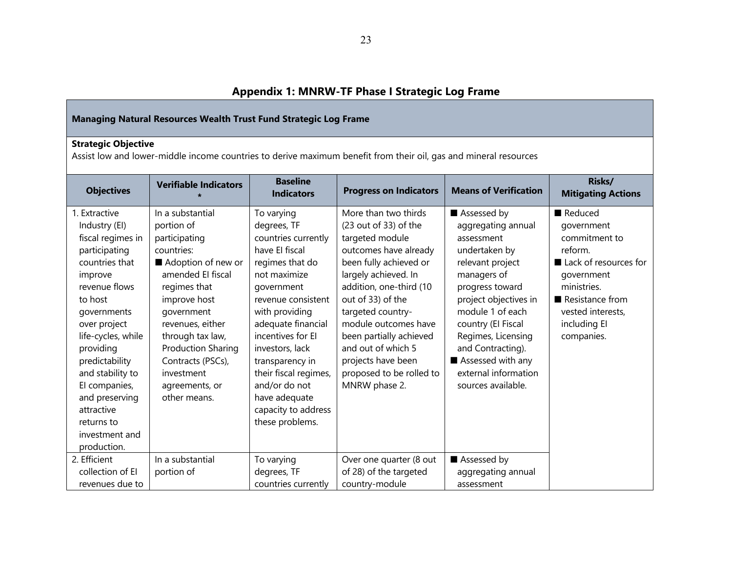## Appendix 1: MNRW-TF Phase I Strategic Log Frame

**Managing Natural Resources Wealth Trust Fund Strategic Log Frame**

**Strategic Objective**
Assist low and lower-middle income countries to derive maximum benefit from their oil, gas and mineral resources

| Objectives | Verifiable Indicators * | Baseline Indicators | Progress on Indicators | Means of Verification | Risks/ Mitigating Actions |
|---|---|---|---|---|---|
| 1. Extractive Industry (EI) fiscal regimes in participating countries that improve revenue flows to host governments over project life-cycles, while providing predictability and stability to EI companies, and preserving attractive returns to investment and production. | In a substantial portion of participating countries: ■ Adoption of new or amended EI fiscal regimes that improve host government revenues, either through tax law, Production Sharing Contracts (PSCs), investment agreements, or other means. | To varying degrees, TF countries currently have EI fiscal regimes that do not maximize government revenue consistent with providing adequate financial incentives for EI investors, lack transparency in their fiscal regimes, and/or do not have adequate capacity to address these problems. | More than two thirds (23 out of 33) of the targeted module outcomes have already been fully achieved or largely achieved. In addition, one-third (10 out of 33) of the targeted country-module outcomes have been partially achieved and out of which 5 projects have been proposed to be rolled to MNRW phase 2. | ■ Assessed by aggregating annual assessment undertaken by relevant project managers of progress toward project objectives in module 1 of each country (EI Fiscal Regimes, Licensing and Contracting). ■ Assessed with any external information sources available. | ■ Reduced government commitment to reform. ■ Lack of resources for government ministries. ■ Resistance from vested interests, including EI companies. |
| 2. Efficient collection of EI revenues due to | In a substantial portion of | To varying degrees, TF countries currently | Over one quarter (8 out of 28) of the targeted country-module | ■ Assessed by aggregating annual assessment | |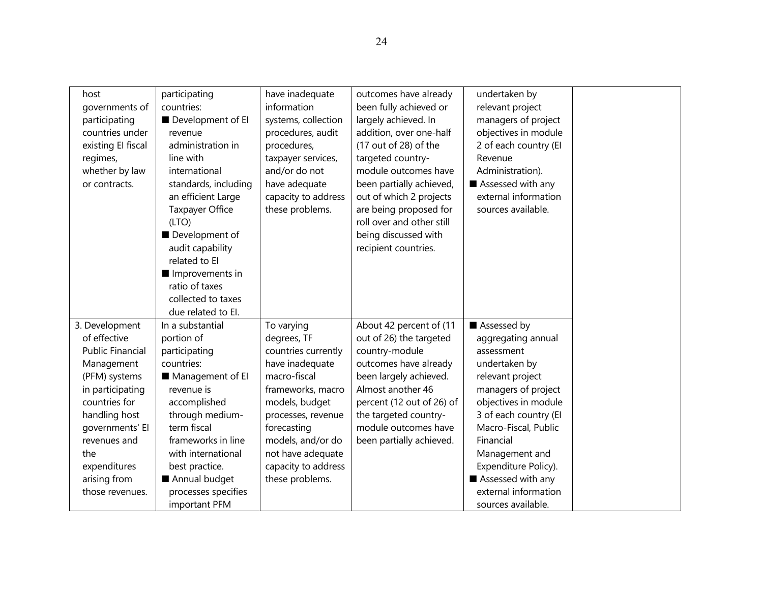| | | | | | |
|---|---|---|---|---|---|
| host governments of participating countries under existing EI fiscal regimes, whether by law or contracts. | participating countries:<br>■ Development of EI revenue administration in line with international standards, including an efficient Large Taxpayer Office (LTO)<br>■ Development of audit capability related to EI<br>■ Improvements in ratio of taxes collected to taxes due related to EI. | have inadequate information systems, collection procedures, audit procedures, taxpayer services, and/or do not have adequate capacity to address these problems. | outcomes have already been fully achieved or largely achieved. In addition, over one-half (17 out of 28) of the targeted country-module outcomes have been partially achieved, out of which 2 projects are being proposed for roll over and other still being discussed with recipient countries. | undertaken by relevant project managers of project objectives in module 2 of each country (EI Revenue Administration).<br>■ Assessed with any external information sources available. | |
| 3. Development of effective Public Financial Management (PFM) systems in participating countries for handling host governments' EI revenues and the expenditures arising from those revenues. | In a substantial portion of participating countries:<br>■ Management of EI revenue is accomplished through medium-term fiscal frameworks in line with international best practice.<br>■ Annual budget processes specifies important PFM | To varying degrees, TF countries currently have inadequate macro-fiscal frameworks, macro models, budget processes, revenue forecasting models, and/or do not have adequate capacity to address these problems. | About 42 percent of (11 out of 26) the targeted country-module outcomes have already been largely achieved. Almost another 46 percent (12 out of 26) of the targeted country-module outcomes have been partially achieved. | ■ Assessed by aggregating annual assessment undertaken by relevant project managers of project objectives in module 3 of each country (EI Macro-Fiscal, Public Financial Management and Expenditure Policy).<br>■ Assessed with any external information sources available. | |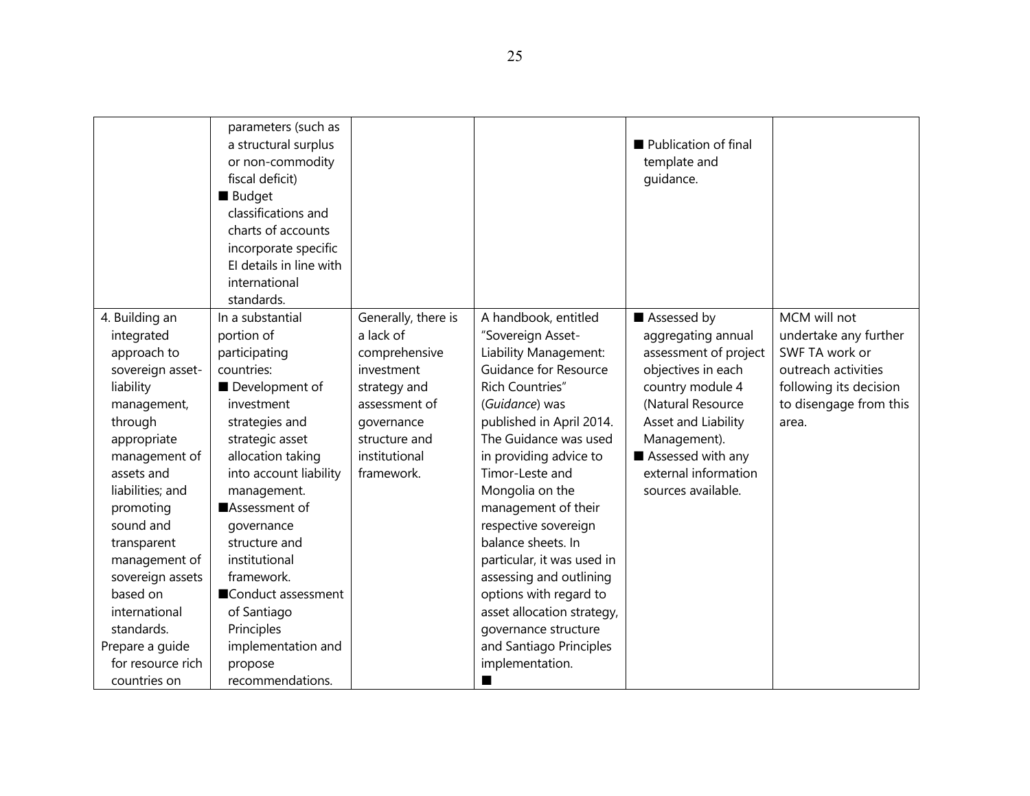| | | | | | |
|---|---|---|---|---|---|
| | parameters (such as a structural surplus or non-commodity fiscal deficit)<br>■ Budget classifications and charts of accounts incorporate specific EI details in line with international standards. | | | ■ Publication of final template and guidance. | |
| 4. Building an integrated approach to sovereign asset-liability management, through appropriate management of assets and liabilities; and promoting sound and transparent management of sovereign assets based on international standards.<br>Prepare a guide for resource rich countries on | In a substantial portion of participating countries:<br>■ Development of investment strategies and strategic asset allocation taking into account liability management.<br>■Assessment of governance structure and institutional framework.<br>■Conduct assessment of Santiago Principles implementation and propose recommendations. | Generally, there is a lack of comprehensive investment strategy and assessment of governance structure and institutional framework. | A handbook, entitled "Sovereign Asset-Liability Management: Guidance for Resource Rich Countries" (*Guidance*) was published in April 2014. The Guidance was used in providing advice to Timor-Leste and Mongolia on the management of their respective sovereign balance sheets. In particular, it was used in assessing and outlining options with regard to asset allocation strategy, governance structure and Santiago Principles implementation.<br>■ | ■ Assessed by aggregating annual assessment of project objectives in each country module 4 (Natural Resource Asset and Liability Management).<br>■ Assessed with any external information sources available. | MCM will not undertake any further SWF TA work or outreach activities following its decision to disengage from this area. |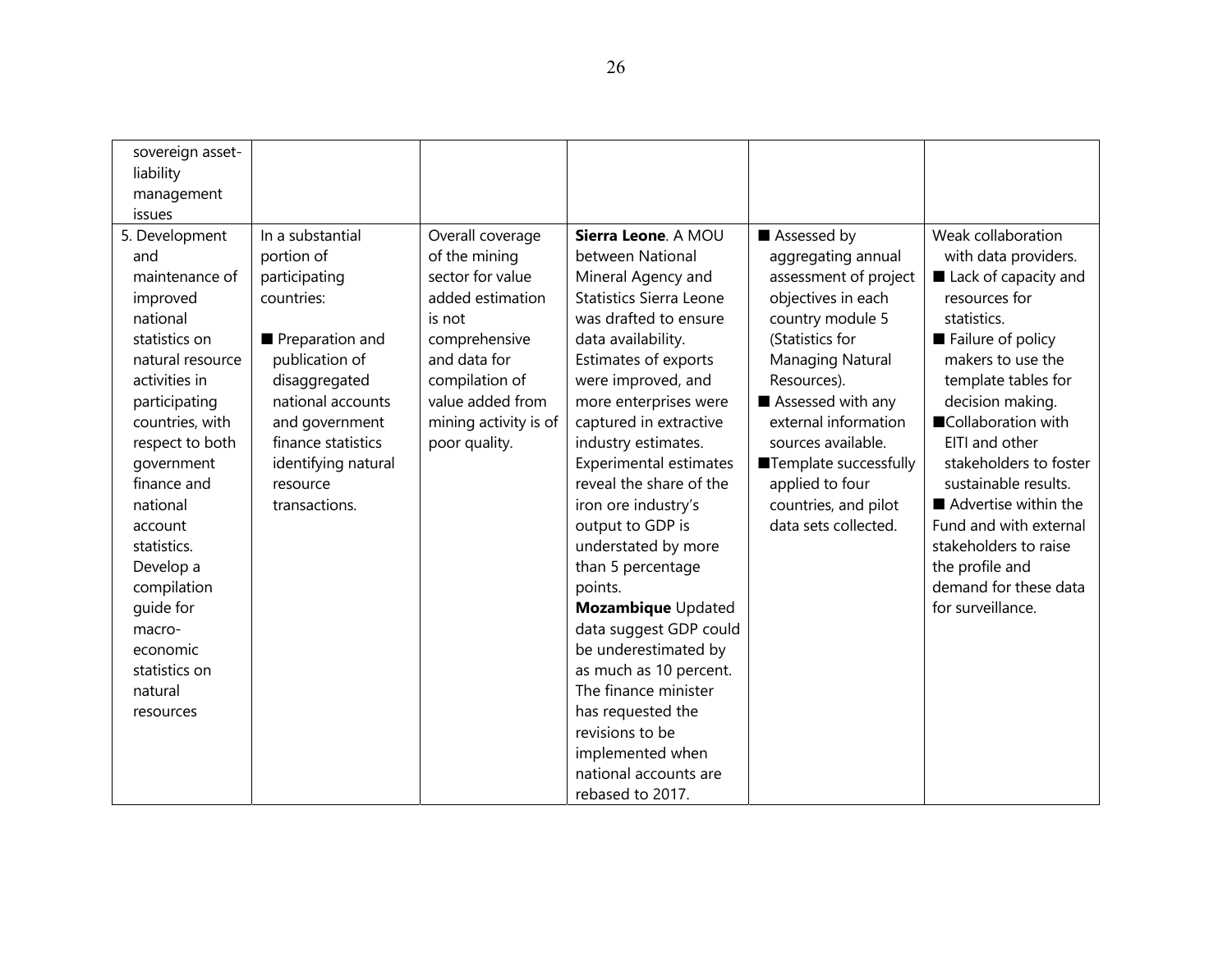| | | | | | |
|---|---|---|---|---|---|
| sovereign asset-liability management issues | | | | | |
| 5. Development and maintenance of improved national statistics on natural resource activities in participating countries, with respect to both government finance and national account statistics. Develop a compilation guide for macro-economic statistics on natural resources | In a substantial portion of participating countries:<br><br>■ Preparation and publication of disaggregated national accounts and government finance statistics identifying natural resource transactions. | Overall coverage of the mining sector for value added estimation is not comprehensive and data for compilation of value added from mining activity is of poor quality. | **Sierra Leone**. A MOU between National Mineral Agency and Statistics Sierra Leone was drafted to ensure data availability. Estimates of exports were improved, and more enterprises were captured in extractive industry estimates. Experimental estimates reveal the share of the iron ore industry's output to GDP is understated by more than 5 percentage points.<br>**Mozambique** Updated data suggest GDP could be underestimated by as much as 10 percent. The finance minister has requested the revisions to be implemented when national accounts are rebased to 2017. | ■ Assessed by aggregating annual assessment of project objectives in each country module 5 (Statistics for Managing Natural Resources).<br>■ Assessed with any external information sources available.<br>■Template successfully applied to four countries, and pilot data sets collected. | Weak collaboration with data providers.<br>■ Lack of capacity and resources for statistics.<br>■ Failure of policy makers to use the template tables for decision making.<br>■Collaboration with EITI and other stakeholders to foster sustainable results.<br>■ Advertise within the Fund and with external stakeholders to raise the profile and demand for these data for surveillance. |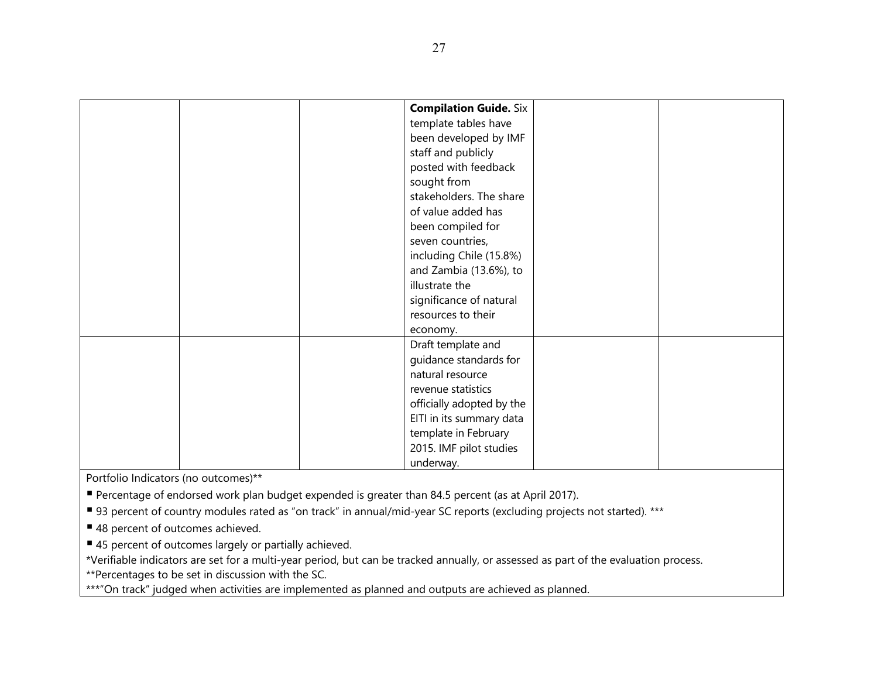| | | | | | |
|---|---|---|---|---|---|
| | | | **Compilation Guide.** Six template tables have been developed by IMF staff and publicly posted with feedback sought from stakeholders. The share of value added has been compiled for seven countries, including Chile (15.8%) and Zambia (13.6%), to illustrate the significance of natural resources to their economy. | | |
| | | | Draft template and guidance standards for natural resource revenue statistics officially adopted by the EITI in its summary data template in February 2015. IMF pilot studies underway. | | |

Portfolio Indicators (no outcomes)**

- Percentage of endorsed work plan budget expended is greater than 84.5 percent (as at April 2017).
- 93 percent of country modules rated as "on track" in annual/mid-year SC reports (excluding projects not started). ***
- 48 percent of outcomes achieved.
- 45 percent of outcomes largely or partially achieved.

*Verifiable indicators are set for a multi-year period, but can be tracked annually, or assessed as part of the evaluation process.
**Percentages to be set in discussion with the SC.
***"On track" judged when activities are implemented as planned and outputs are achieved as planned.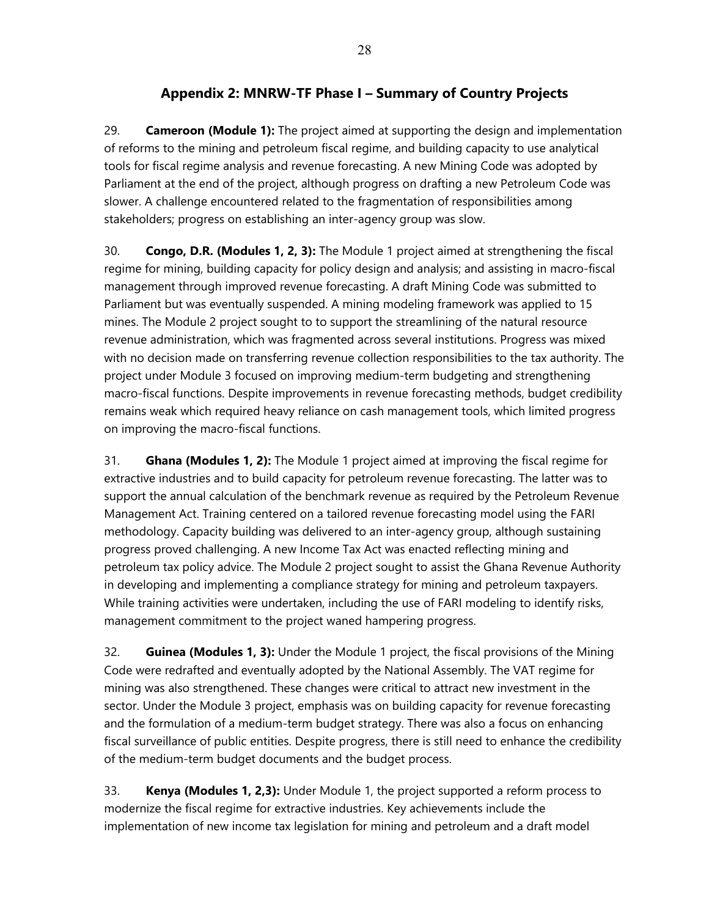## Appendix 2: MNRW-TF Phase I – Summary of Country Projects

29. **Cameroon (Module 1):** The project aimed at supporting the design and implementation of reforms to the mining and petroleum fiscal regime, and building capacity to use analytical tools for fiscal regime analysis and revenue forecasting. A new Mining Code was adopted by Parliament at the end of the project, although progress on drafting a new Petroleum Code was slower. A challenge encountered related to the fragmentation of responsibilities among stakeholders; progress on establishing an inter-agency group was slow.

30. **Congo, D.R. (Modules 1, 2, 3):** The Module 1 project aimed at strengthening the fiscal regime for mining, building capacity for policy design and analysis; and assisting in macro-fiscal management through improved revenue forecasting. A draft Mining Code was submitted to Parliament but was eventually suspended. A mining modeling framework was applied to 15 mines. The Module 2 project sought to to support the streamlining of the natural resource revenue administration, which was fragmented across several institutions. Progress was mixed with no decision made on transferring revenue collection responsibilities to the tax authority. The project under Module 3 focused on improving medium-term budgeting and strengthening macro-fiscal functions. Despite improvements in revenue forecasting methods, budget credibility remains weak which required heavy reliance on cash management tools, which limited progress on improving the macro-fiscal functions.

31. **Ghana (Modules 1, 2):** The Module 1 project aimed at improving the fiscal regime for extractive industries and to build capacity for petroleum revenue forecasting. The latter was to support the annual calculation of the benchmark revenue as required by the Petroleum Revenue Management Act. Training centered on a tailored revenue forecasting model using the FARI methodology. Capacity building was delivered to an inter-agency group, although sustaining progress proved challenging. A new Income Tax Act was enacted reflecting mining and petroleum tax policy advice. The Module 2 project sought to assist the Ghana Revenue Authority in developing and implementing a compliance strategy for mining and petroleum taxpayers. While training activities were undertaken, including the use of FARI modeling to identify risks, management commitment to the project waned hampering progress.

32. **Guinea (Modules 1, 3):** Under the Module 1 project, the fiscal provisions of the Mining Code were redrafted and eventually adopted by the National Assembly. The VAT regime for mining was also strengthened. These changes were critical to attract new investment in the sector. Under the Module 3 project, emphasis was on building capacity for revenue forecasting and the formulation of a medium-term budget strategy. There was also a focus on enhancing fiscal surveillance of public entities. Despite progress, there is still need to enhance the credibility of the medium-term budget documents and the budget process.

33. **Kenya (Modules 1, 2,3):** Under Module 1, the project supported a reform process to modernize the fiscal regime for extractive industries. Key achievements include the implementation of new income tax legislation for mining and petroleum and a draft model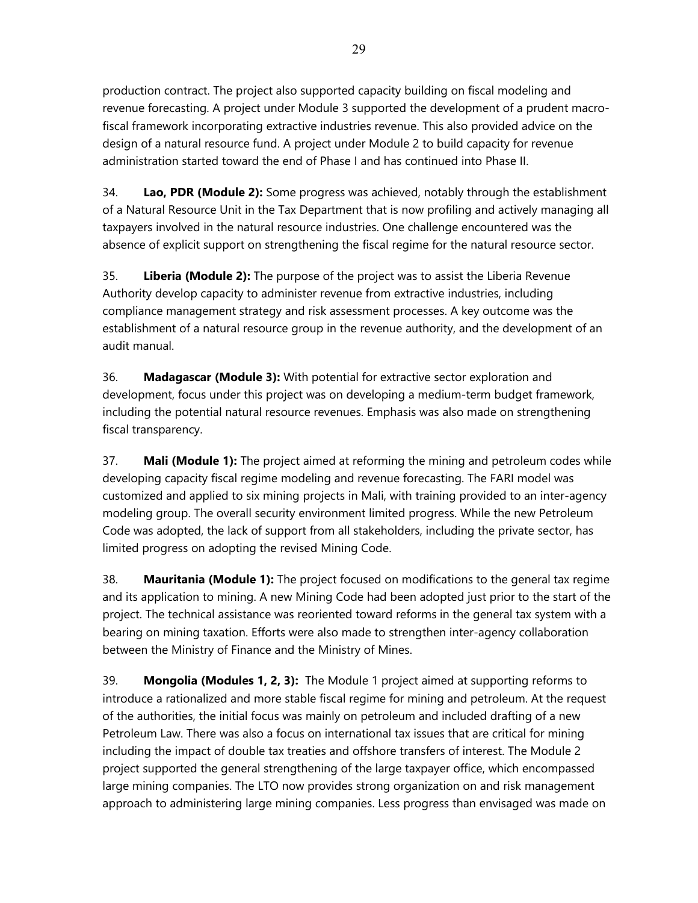production contract. The project also supported capacity building on fiscal modeling and revenue forecasting. A project under Module 3 supported the development of a prudent macro-fiscal framework incorporating extractive industries revenue. This also provided advice on the design of a natural resource fund. A project under Module 2 to build capacity for revenue administration started toward the end of Phase I and has continued into Phase II.

34. **Lao, PDR (Module 2):** Some progress was achieved, notably through the establishment of a Natural Resource Unit in the Tax Department that is now profiling and actively managing all taxpayers involved in the natural resource industries. One challenge encountered was the absence of explicit support on strengthening the fiscal regime for the natural resource sector.

35. **Liberia (Module 2):** The purpose of the project was to assist the Liberia Revenue Authority develop capacity to administer revenue from extractive industries, including compliance management strategy and risk assessment processes. A key outcome was the establishment of a natural resource group in the revenue authority, and the development of an audit manual.

36. **Madagascar (Module 3):** With potential for extractive sector exploration and development, focus under this project was on developing a medium-term budget framework, including the potential natural resource revenues. Emphasis was also made on strengthening fiscal transparency.

37. **Mali (Module 1):** The project aimed at reforming the mining and petroleum codes while developing capacity fiscal regime modeling and revenue forecasting. The FARI model was customized and applied to six mining projects in Mali, with training provided to an inter-agency modeling group. The overall security environment limited progress. While the new Petroleum Code was adopted, the lack of support from all stakeholders, including the private sector, has limited progress on adopting the revised Mining Code.

38. **Mauritania (Module 1):** The project focused on modifications to the general tax regime and its application to mining. A new Mining Code had been adopted just prior to the start of the project. The technical assistance was reoriented toward reforms in the general tax system with a bearing on mining taxation. Efforts were also made to strengthen inter-agency collaboration between the Ministry of Finance and the Ministry of Mines.

39. **Mongolia (Modules 1, 2, 3):** The Module 1 project aimed at supporting reforms to introduce a rationalized and more stable fiscal regime for mining and petroleum. At the request of the authorities, the initial focus was mainly on petroleum and included drafting of a new Petroleum Law. There was also a focus on international tax issues that are critical for mining including the impact of double tax treaties and offshore transfers of interest. The Module 2 project supported the general strengthening of the large taxpayer office, which encompassed large mining companies. The LTO now provides strong organization on and risk management approach to administering large mining companies. Less progress than envisaged was made on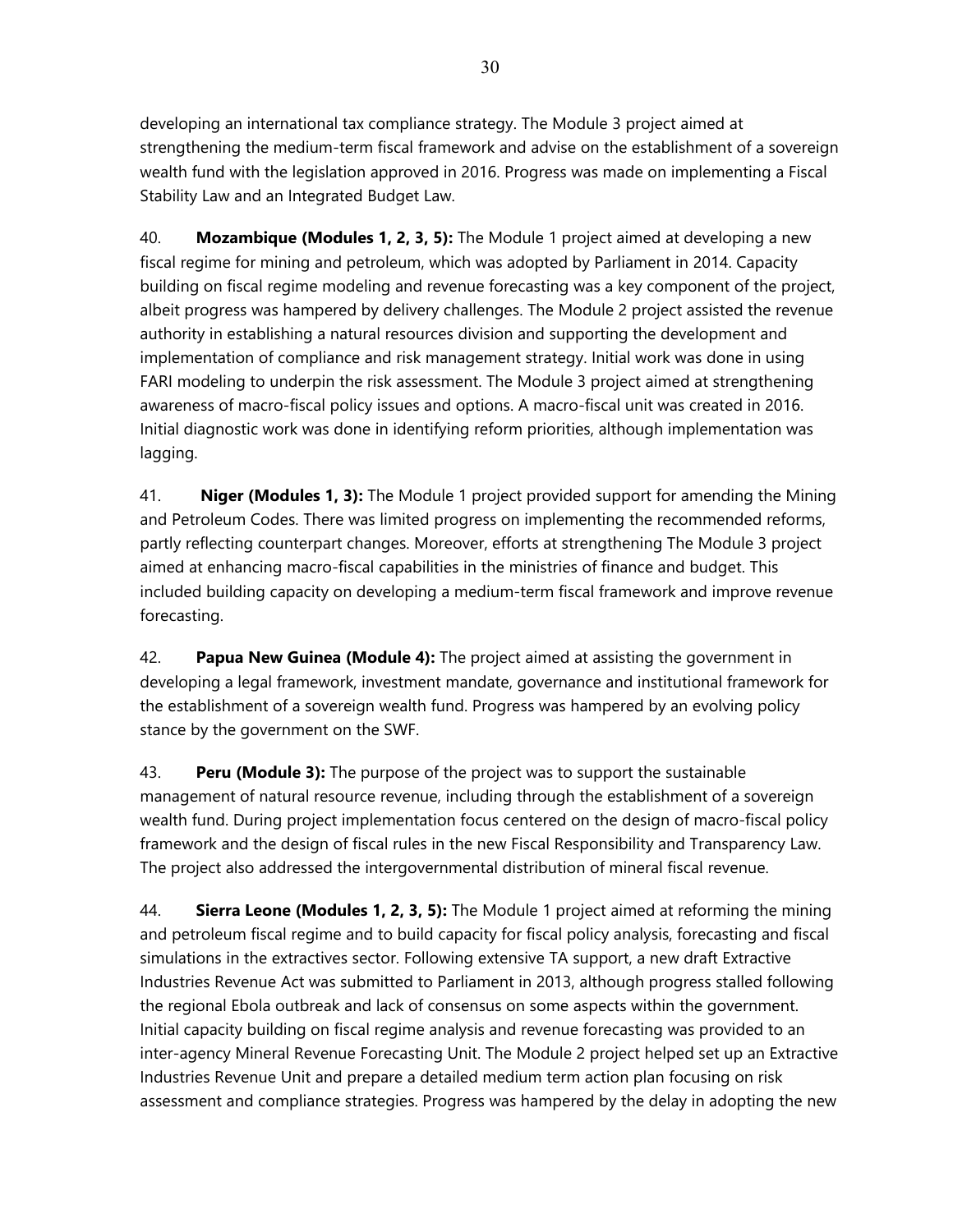developing an international tax compliance strategy. The Module 3 project aimed at strengthening the medium-term fiscal framework and advise on the establishment of a sovereign wealth fund with the legislation approved in 2016. Progress was made on implementing a Fiscal Stability Law and an Integrated Budget Law.

40. **Mozambique (Modules 1, 2, 3, 5):** The Module 1 project aimed at developing a new fiscal regime for mining and petroleum, which was adopted by Parliament in 2014. Capacity building on fiscal regime modeling and revenue forecasting was a key component of the project, albeit progress was hampered by delivery challenges. The Module 2 project assisted the revenue authority in establishing a natural resources division and supporting the development and implementation of compliance and risk management strategy. Initial work was done in using FARI modeling to underpin the risk assessment. The Module 3 project aimed at strengthening awareness of macro-fiscal policy issues and options. A macro-fiscal unit was created in 2016. Initial diagnostic work was done in identifying reform priorities, although implementation was lagging.

41. **Niger (Modules 1, 3):** The Module 1 project provided support for amending the Mining and Petroleum Codes. There was limited progress on implementing the recommended reforms, partly reflecting counterpart changes. Moreover, efforts at strengthening The Module 3 project aimed at enhancing macro-fiscal capabilities in the ministries of finance and budget. This included building capacity on developing a medium-term fiscal framework and improve revenue forecasting.

42. **Papua New Guinea (Module 4):** The project aimed at assisting the government in developing a legal framework, investment mandate, governance and institutional framework for the establishment of a sovereign wealth fund. Progress was hampered by an evolving policy stance by the government on the SWF.

43. **Peru (Module 3):** The purpose of the project was to support the sustainable management of natural resource revenue, including through the establishment of a sovereign wealth fund. During project implementation focus centered on the design of macro-fiscal policy framework and the design of fiscal rules in the new Fiscal Responsibility and Transparency Law. The project also addressed the intergovernmental distribution of mineral fiscal revenue.

44. **Sierra Leone (Modules 1, 2, 3, 5):** The Module 1 project aimed at reforming the mining and petroleum fiscal regime and to build capacity for fiscal policy analysis, forecasting and fiscal simulations in the extractives sector. Following extensive TA support, a new draft Extractive Industries Revenue Act was submitted to Parliament in 2013, although progress stalled following the regional Ebola outbreak and lack of consensus on some aspects within the government. Initial capacity building on fiscal regime analysis and revenue forecasting was provided to an inter-agency Mineral Revenue Forecasting Unit. The Module 2 project helped set up an Extractive Industries Revenue Unit and prepare a detailed medium term action plan focusing on risk assessment and compliance strategies. Progress was hampered by the delay in adopting the new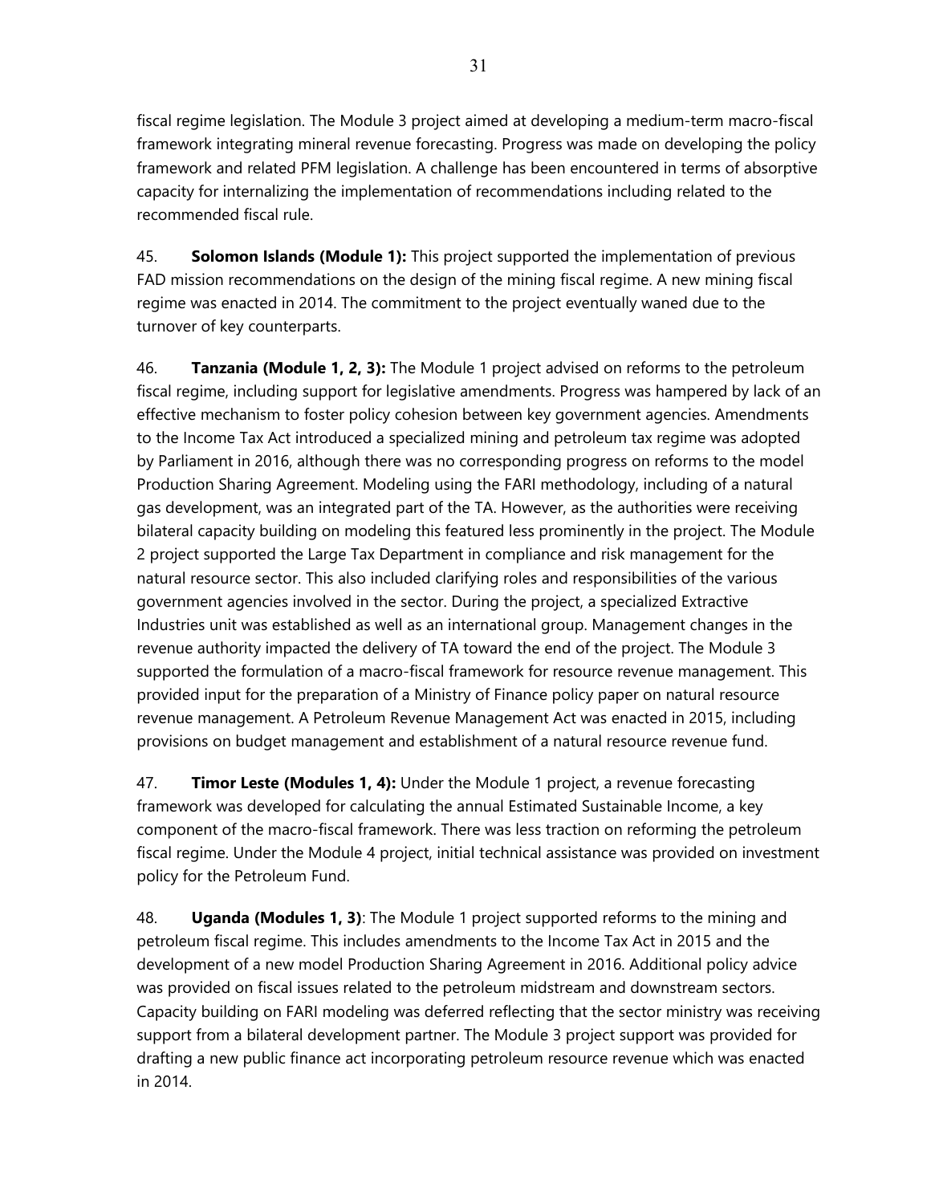fiscal regime legislation. The Module 3 project aimed at developing a medium-term macro-fiscal framework integrating mineral revenue forecasting. Progress was made on developing the policy framework and related PFM legislation. A challenge has been encountered in terms of absorptive capacity for internalizing the implementation of recommendations including related to the recommended fiscal rule.

45. **Solomon Islands (Module 1):** This project supported the implementation of previous FAD mission recommendations on the design of the mining fiscal regime. A new mining fiscal regime was enacted in 2014. The commitment to the project eventually waned due to the turnover of key counterparts.

46. **Tanzania (Module 1, 2, 3):** The Module 1 project advised on reforms to the petroleum fiscal regime, including support for legislative amendments. Progress was hampered by lack of an effective mechanism to foster policy cohesion between key government agencies. Amendments to the Income Tax Act introduced a specialized mining and petroleum tax regime was adopted by Parliament in 2016, although there was no corresponding progress on reforms to the model Production Sharing Agreement. Modeling using the FARI methodology, including of a natural gas development, was an integrated part of the TA. However, as the authorities were receiving bilateral capacity building on modeling this featured less prominently in the project. The Module 2 project supported the Large Tax Department in compliance and risk management for the natural resource sector. This also included clarifying roles and responsibilities of the various government agencies involved in the sector. During the project, a specialized Extractive Industries unit was established as well as an international group. Management changes in the revenue authority impacted the delivery of TA toward the end of the project. The Module 3 supported the formulation of a macro-fiscal framework for resource revenue management. This provided input for the preparation of a Ministry of Finance policy paper on natural resource revenue management. A Petroleum Revenue Management Act was enacted in 2015, including provisions on budget management and establishment of a natural resource revenue fund.

47. **Timor Leste (Modules 1, 4):** Under the Module 1 project, a revenue forecasting framework was developed for calculating the annual Estimated Sustainable Income, a key component of the macro-fiscal framework. There was less traction on reforming the petroleum fiscal regime. Under the Module 4 project, initial technical assistance was provided on investment policy for the Petroleum Fund.

48. **Uganda (Modules 1, 3)**: The Module 1 project supported reforms to the mining and petroleum fiscal regime. This includes amendments to the Income Tax Act in 2015 and the development of a new model Production Sharing Agreement in 2016. Additional policy advice was provided on fiscal issues related to the petroleum midstream and downstream sectors. Capacity building on FARI modeling was deferred reflecting that the sector ministry was receiving support from a bilateral development partner. The Module 3 project support was provided for drafting a new public finance act incorporating petroleum resource revenue which was enacted in 2014.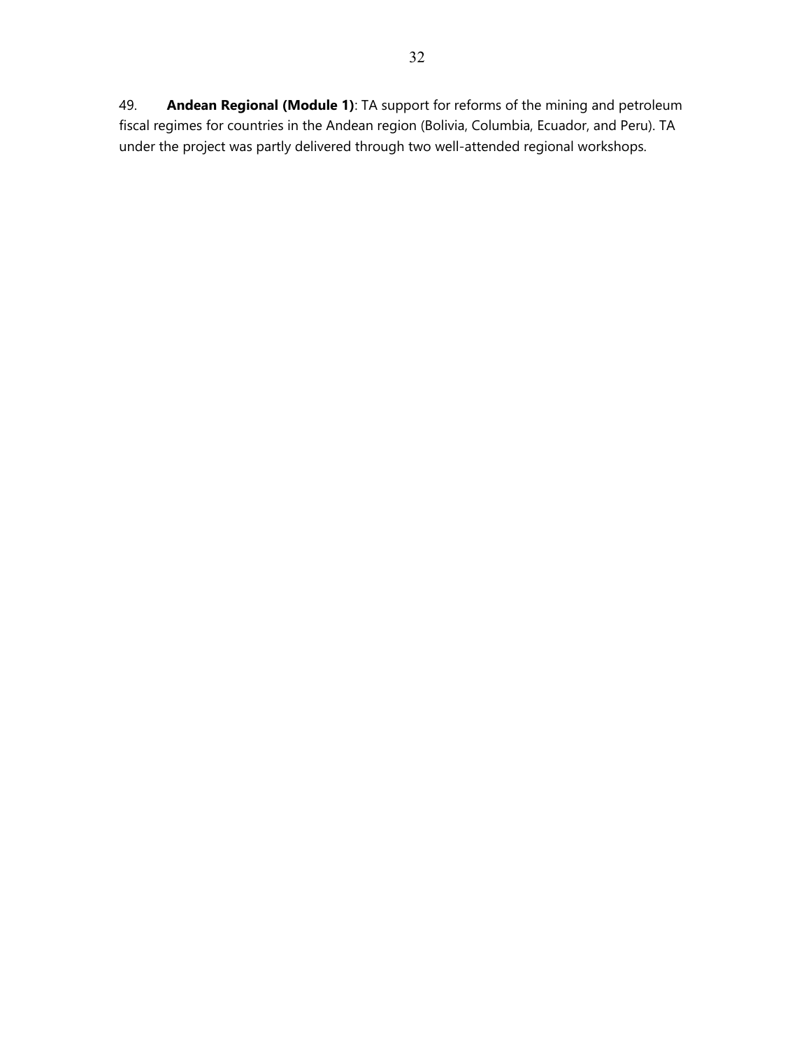49. **Andean Regional (Module 1)**: TA support for reforms of the mining and petroleum fiscal regimes for countries in the Andean region (Bolivia, Columbia, Ecuador, and Peru). TA under the project was partly delivered through two well-attended regional workshops.